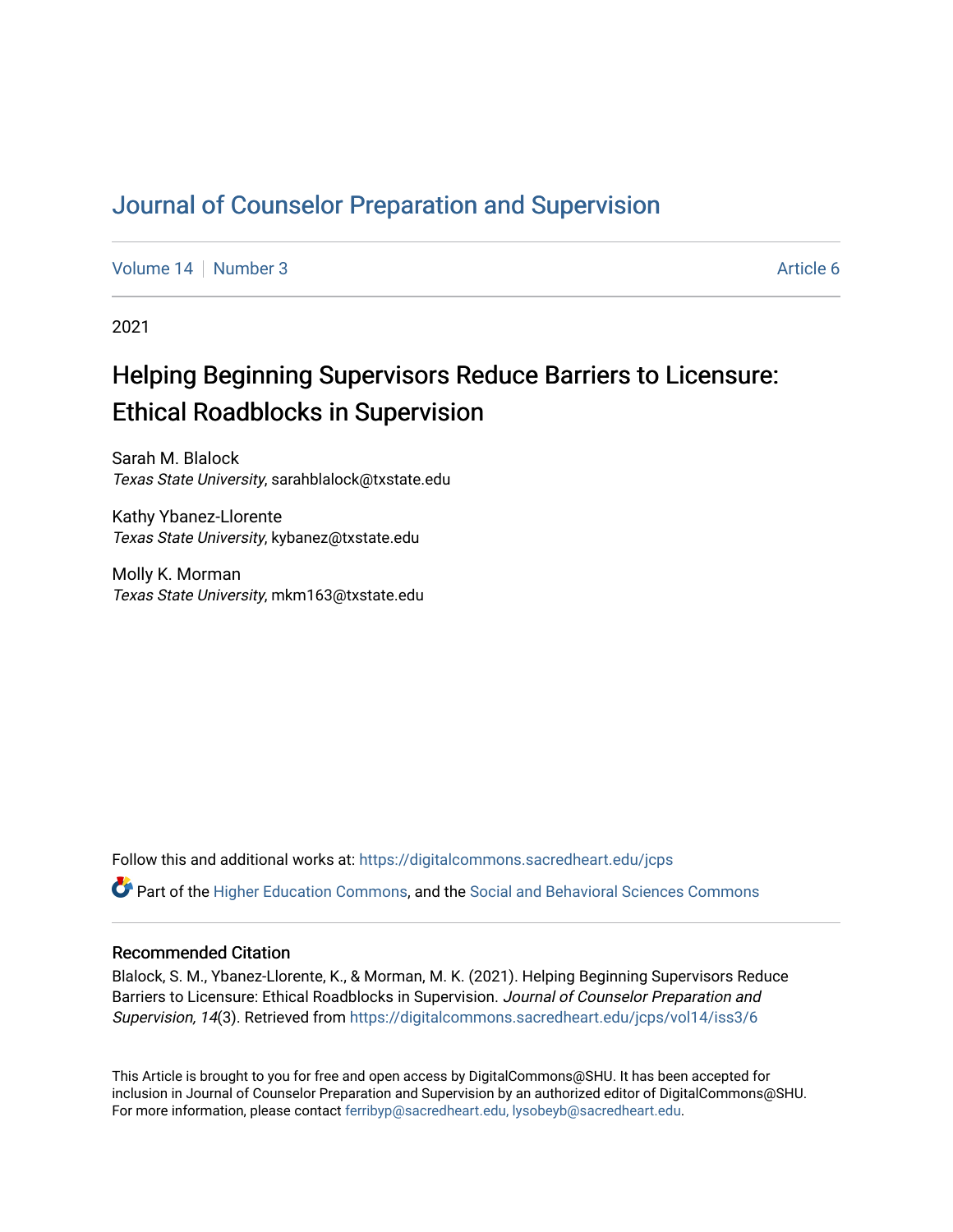# Journal of Counselor Preparation and Supervision

Volume 14 | Number 3 | Article 6

2021

## Helping Beginning Supervisors Reduce Barriers to Licensure: Ethical Roadblocks in Supervision

Sarah M. Blalock
*Texas State University*, sarahblalock@txstate.edu

Kathy Ybanez-Llorente
*Texas State University*, kybanez@txstate.edu

Molly K. Morman
*Texas State University*, mkm163@txstate.edu

Follow this and additional works at: https://digitalcommons.sacredheart.edu/jcps

Part of the Higher Education Commons, and the Social and Behavioral Sciences Commons

### Recommended Citation

Blalock, S. M., Ybanez-Llorente, K., & Morman, M. K. (2021). Helping Beginning Supervisors Reduce Barriers to Licensure: Ethical Roadblocks in Supervision. *Journal of Counselor Preparation and Supervision, 14*(3). Retrieved from https://digitalcommons.sacredheart.edu/jcps/vol14/iss3/6

This Article is brought to you for free and open access by DigitalCommons@SHU. It has been accepted for inclusion in Journal of Counselor Preparation and Supervision by an authorized editor of DigitalCommons@SHU. For more information, please contact ferribyp@sacredheart.edu, lysobeyb@sacredheart.edu.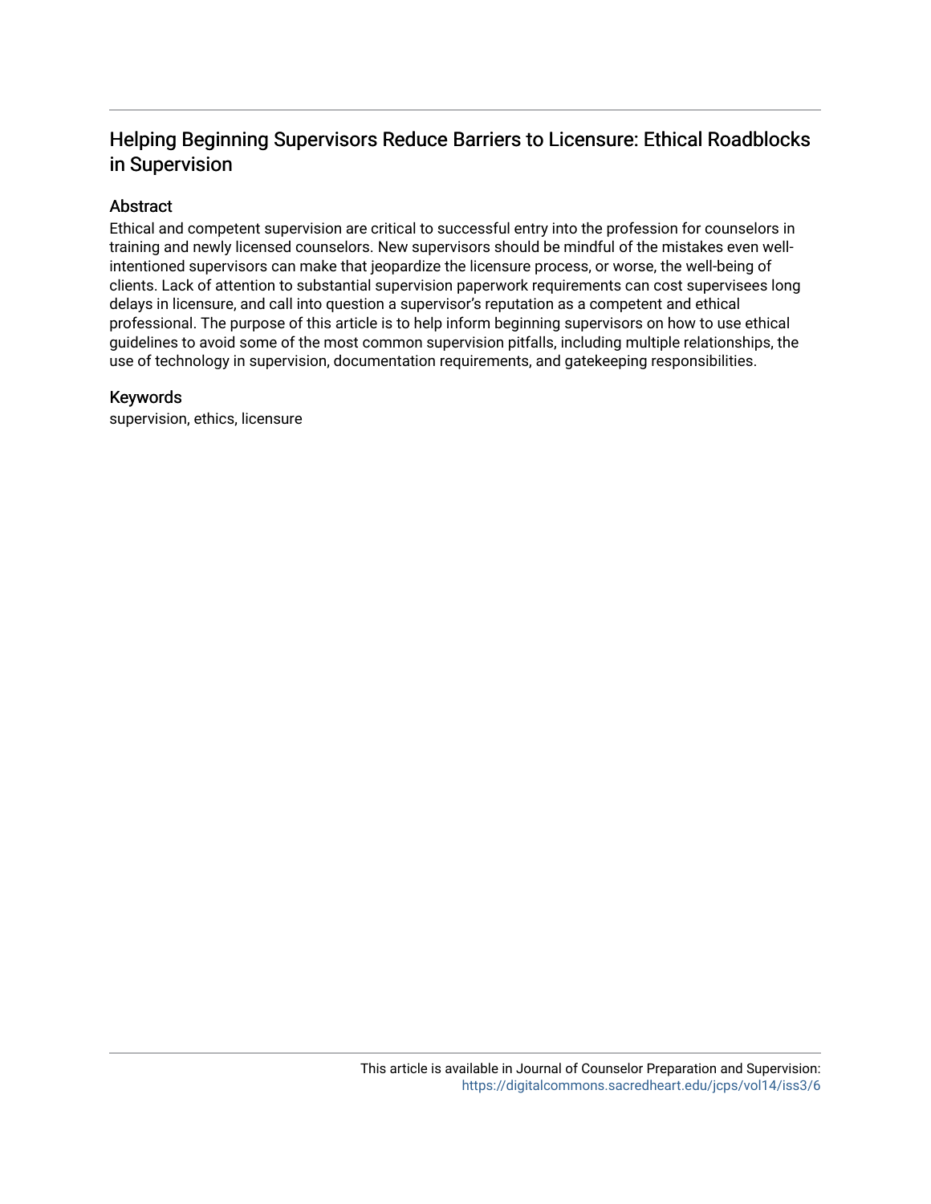# Helping Beginning Supervisors Reduce Barriers to Licensure: Ethical Roadblocks in Supervision

## Abstract

Ethical and competent supervision are critical to successful entry into the profession for counselors in training and newly licensed counselors. New supervisors should be mindful of the mistakes even well-intentioned supervisors can make that jeopardize the licensure process, or worse, the well-being of clients. Lack of attention to substantial supervision paperwork requirements can cost supervisees long delays in licensure, and call into question a supervisor's reputation as a competent and ethical professional. The purpose of this article is to help inform beginning supervisors on how to use ethical guidelines to avoid some of the most common supervision pitfalls, including multiple relationships, the use of technology in supervision, documentation requirements, and gatekeeping responsibilities.

## Keywords

supervision, ethics, licensure

This article is available in Journal of Counselor Preparation and Supervision: https://digitalcommons.sacredheart.edu/jcps/vol14/iss3/6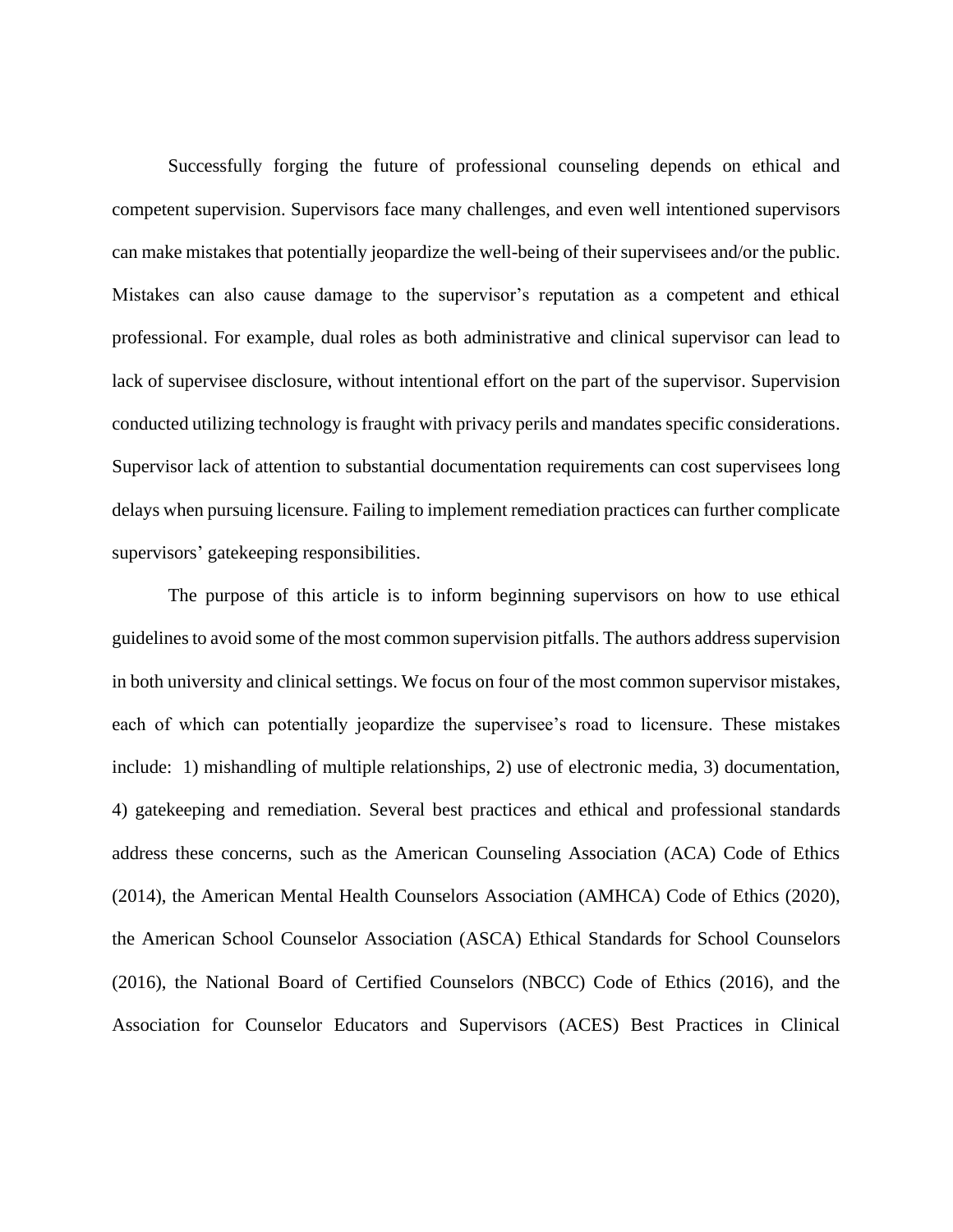Successfully forging the future of professional counseling depends on ethical and competent supervision. Supervisors face many challenges, and even well intentioned supervisors can make mistakes that potentially jeopardize the well-being of their supervisees and/or the public. Mistakes can also cause damage to the supervisor's reputation as a competent and ethical professional. For example, dual roles as both administrative and clinical supervisor can lead to lack of supervisee disclosure, without intentional effort on the part of the supervisor. Supervision conducted utilizing technology is fraught with privacy perils and mandates specific considerations. Supervisor lack of attention to substantial documentation requirements can cost supervisees long delays when pursuing licensure. Failing to implement remediation practices can further complicate supervisors' gatekeeping responsibilities.

The purpose of this article is to inform beginning supervisors on how to use ethical guidelines to avoid some of the most common supervision pitfalls. The authors address supervision in both university and clinical settings. We focus on four of the most common supervisor mistakes, each of which can potentially jeopardize the supervisee's road to licensure. These mistakes include: 1) mishandling of multiple relationships, 2) use of electronic media, 3) documentation, 4) gatekeeping and remediation. Several best practices and ethical and professional standards address these concerns, such as the American Counseling Association (ACA) Code of Ethics (2014), the American Mental Health Counselors Association (AMHCA) Code of Ethics (2020), the American School Counselor Association (ASCA) Ethical Standards for School Counselors (2016), the National Board of Certified Counselors (NBCC) Code of Ethics (2016), and the Association for Counselor Educators and Supervisors (ACES) Best Practices in Clinical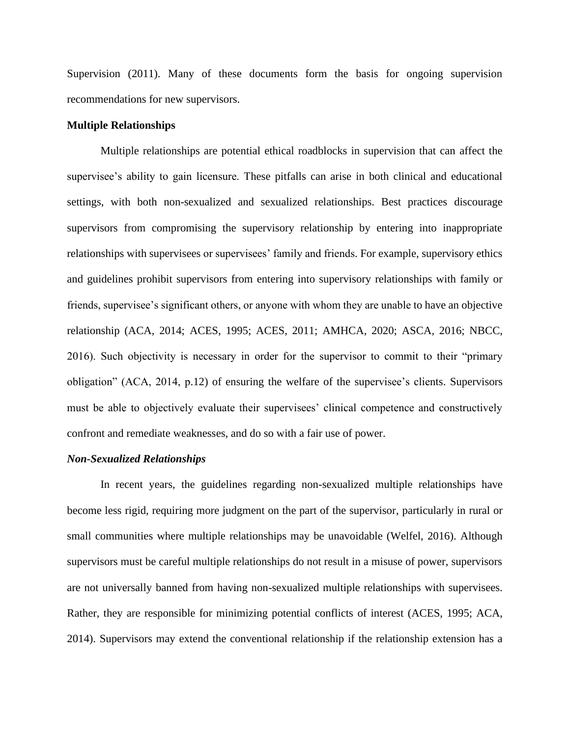Supervision (2011). Many of these documents form the basis for ongoing supervision recommendations for new supervisors.

## Multiple Relationships

Multiple relationships are potential ethical roadblocks in supervision that can affect the supervisee's ability to gain licensure. These pitfalls can arise in both clinical and educational settings, with both non-sexualized and sexualized relationships. Best practices discourage supervisors from compromising the supervisory relationship by entering into inappropriate relationships with supervisees or supervisees' family and friends. For example, supervisory ethics and guidelines prohibit supervisors from entering into supervisory relationships with family or friends, supervisee's significant others, or anyone with whom they are unable to have an objective relationship (ACA, 2014; ACES, 1995; ACES, 2011; AMHCA, 2020; ASCA, 2016; NBCC, 2016). Such objectivity is necessary in order for the supervisor to commit to their "primary obligation" (ACA, 2014, p.12) of ensuring the welfare of the supervisee's clients. Supervisors must be able to objectively evaluate their supervisees' clinical competence and constructively confront and remediate weaknesses, and do so with a fair use of power.

### *Non-Sexualized Relationships*

In recent years, the guidelines regarding non-sexualized multiple relationships have become less rigid, requiring more judgment on the part of the supervisor, particularly in rural or small communities where multiple relationships may be unavoidable (Welfel, 2016). Although supervisors must be careful multiple relationships do not result in a misuse of power, supervisors are not universally banned from having non-sexualized multiple relationships with supervisees. Rather, they are responsible for minimizing potential conflicts of interest (ACES, 1995; ACA, 2014). Supervisors may extend the conventional relationship if the relationship extension has a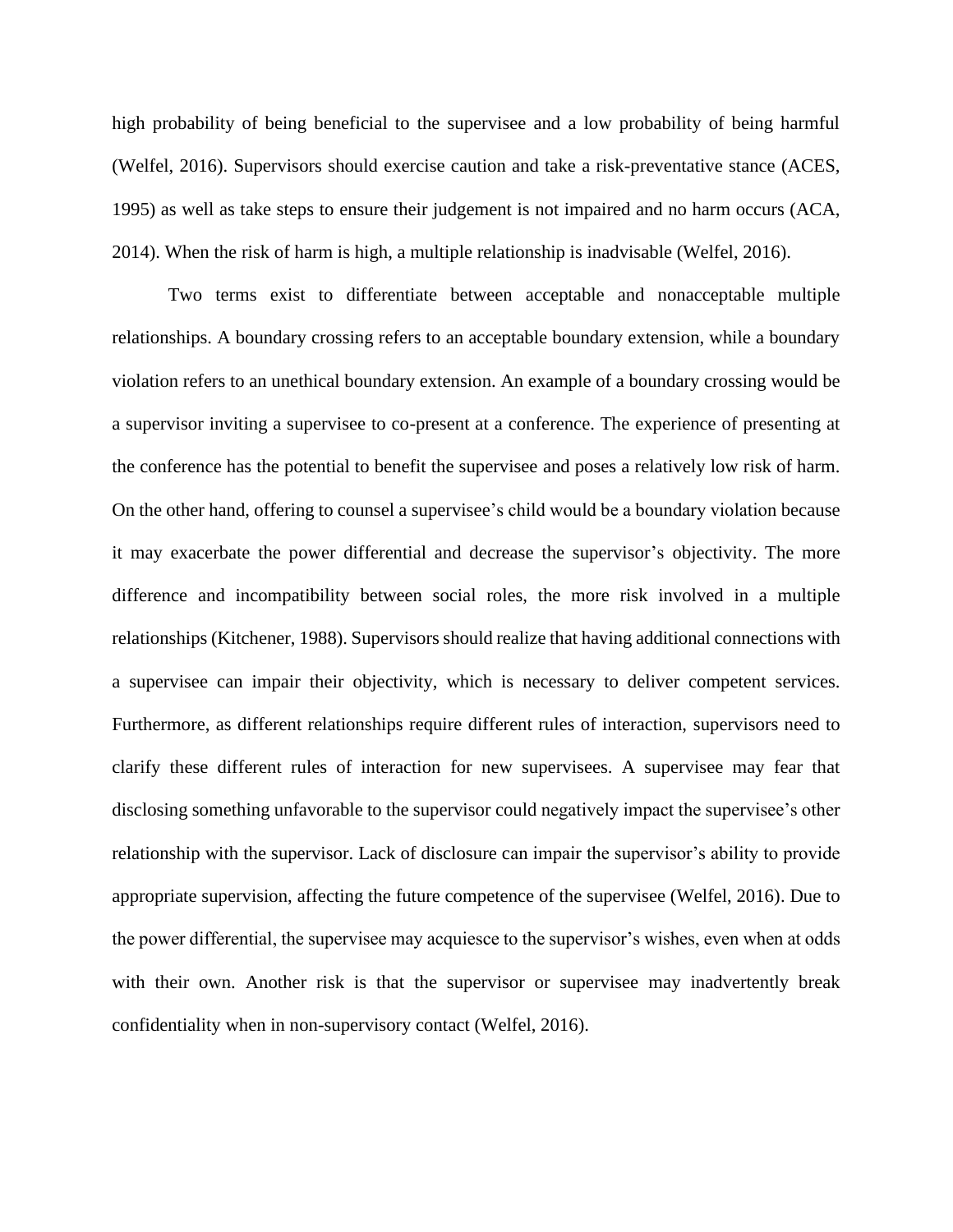high probability of being beneficial to the supervisee and a low probability of being harmful (Welfel, 2016). Supervisors should exercise caution and take a risk-preventative stance (ACES, 1995) as well as take steps to ensure their judgement is not impaired and no harm occurs (ACA, 2014). When the risk of harm is high, a multiple relationship is inadvisable (Welfel, 2016).

Two terms exist to differentiate between acceptable and nonacceptable multiple relationships. A boundary crossing refers to an acceptable boundary extension, while a boundary violation refers to an unethical boundary extension. An example of a boundary crossing would be a supervisor inviting a supervisee to co-present at a conference. The experience of presenting at the conference has the potential to benefit the supervisee and poses a relatively low risk of harm. On the other hand, offering to counsel a supervisee's child would be a boundary violation because it may exacerbate the power differential and decrease the supervisor's objectivity. The more difference and incompatibility between social roles, the more risk involved in a multiple relationships (Kitchener, 1988). Supervisors should realize that having additional connections with a supervisee can impair their objectivity, which is necessary to deliver competent services. Furthermore, as different relationships require different rules of interaction, supervisors need to clarify these different rules of interaction for new supervisees. A supervisee may fear that disclosing something unfavorable to the supervisor could negatively impact the supervisee's other relationship with the supervisor. Lack of disclosure can impair the supervisor's ability to provide appropriate supervision, affecting the future competence of the supervisee (Welfel, 2016). Due to the power differential, the supervisee may acquiesce to the supervisor's wishes, even when at odds with their own. Another risk is that the supervisor or supervisee may inadvertently break confidentiality when in non-supervisory contact (Welfel, 2016).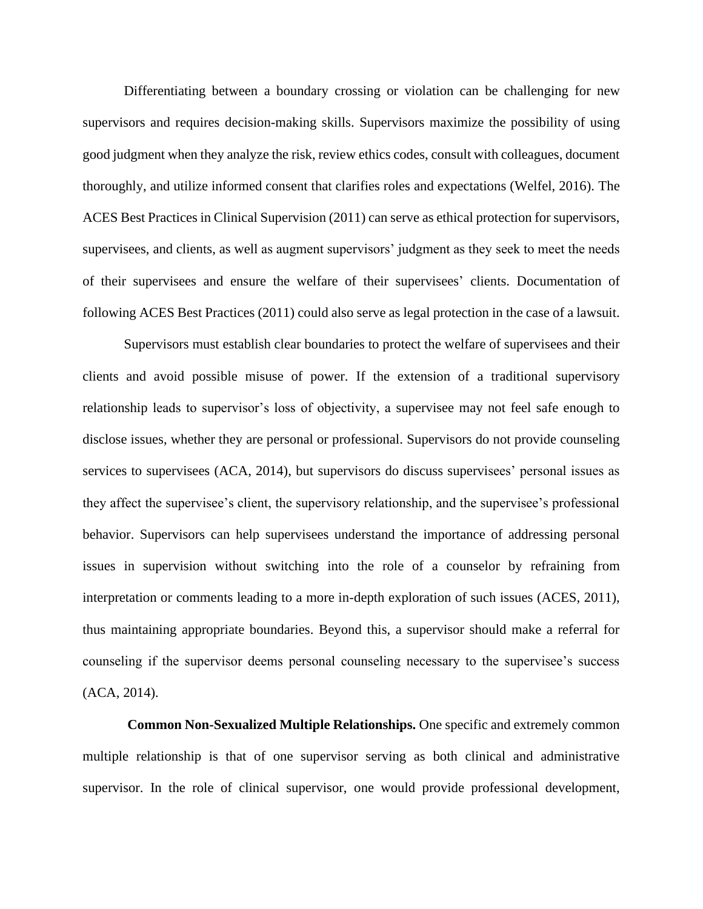Differentiating between a boundary crossing or violation can be challenging for new supervisors and requires decision-making skills. Supervisors maximize the possibility of using good judgment when they analyze the risk, review ethics codes, consult with colleagues, document thoroughly, and utilize informed consent that clarifies roles and expectations (Welfel, 2016). The ACES Best Practices in Clinical Supervision (2011) can serve as ethical protection for supervisors, supervisees, and clients, as well as augment supervisors' judgment as they seek to meet the needs of their supervisees and ensure the welfare of their supervisees' clients. Documentation of following ACES Best Practices (2011) could also serve as legal protection in the case of a lawsuit.

Supervisors must establish clear boundaries to protect the welfare of supervisees and their clients and avoid possible misuse of power. If the extension of a traditional supervisory relationship leads to supervisor's loss of objectivity, a supervisee may not feel safe enough to disclose issues, whether they are personal or professional. Supervisors do not provide counseling services to supervisees (ACA, 2014), but supervisors do discuss supervisees' personal issues as they affect the supervisee's client, the supervisory relationship, and the supervisee's professional behavior. Supervisors can help supervisees understand the importance of addressing personal issues in supervision without switching into the role of a counselor by refraining from interpretation or comments leading to a more in-depth exploration of such issues (ACES, 2011), thus maintaining appropriate boundaries. Beyond this, a supervisor should make a referral for counseling if the supervisor deems personal counseling necessary to the supervisee's success (ACA, 2014).

**Common Non-Sexualized Multiple Relationships.** One specific and extremely common multiple relationship is that of one supervisor serving as both clinical and administrative supervisor. In the role of clinical supervisor, one would provide professional development,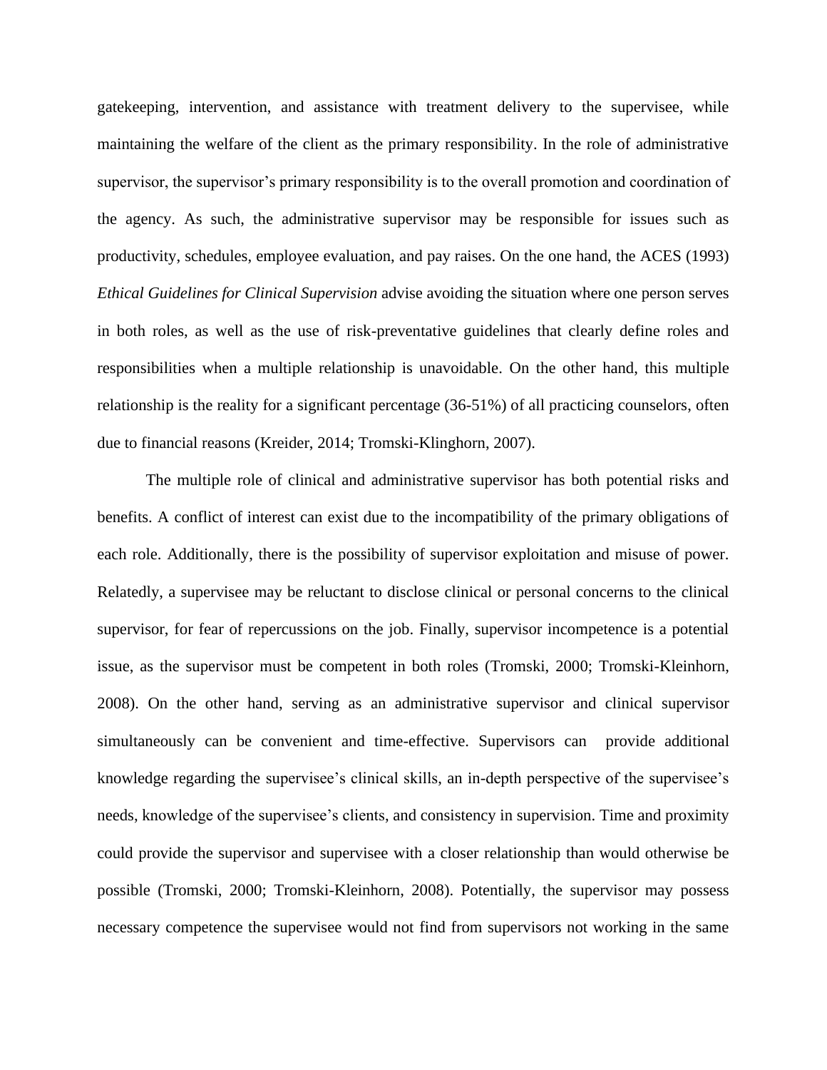gatekeeping, intervention, and assistance with treatment delivery to the supervisee, while maintaining the welfare of the client as the primary responsibility. In the role of administrative supervisor, the supervisor's primary responsibility is to the overall promotion and coordination of the agency. As such, the administrative supervisor may be responsible for issues such as productivity, schedules, employee evaluation, and pay raises. On the one hand, the ACES (1993) *Ethical Guidelines for Clinical Supervision* advise avoiding the situation where one person serves in both roles, as well as the use of risk-preventative guidelines that clearly define roles and responsibilities when a multiple relationship is unavoidable. On the other hand, this multiple relationship is the reality for a significant percentage (36-51%) of all practicing counselors, often due to financial reasons (Kreider, 2014; Tromski-Klinghorn, 2007).

The multiple role of clinical and administrative supervisor has both potential risks and benefits. A conflict of interest can exist due to the incompatibility of the primary obligations of each role. Additionally, there is the possibility of supervisor exploitation and misuse of power. Relatedly, a supervisee may be reluctant to disclose clinical or personal concerns to the clinical supervisor, for fear of repercussions on the job. Finally, supervisor incompetence is a potential issue, as the supervisor must be competent in both roles (Tromski, 2000; Tromski-Kleinhorn, 2008). On the other hand, serving as an administrative supervisor and clinical supervisor simultaneously can be convenient and time-effective. Supervisors can provide additional knowledge regarding the supervisee's clinical skills, an in-depth perspective of the supervisee's needs, knowledge of the supervisee's clients, and consistency in supervision. Time and proximity could provide the supervisor and supervisee with a closer relationship than would otherwise be possible (Tromski, 2000; Tromski-Kleinhorn, 2008). Potentially, the supervisor may possess necessary competence the supervisee would not find from supervisors not working in the same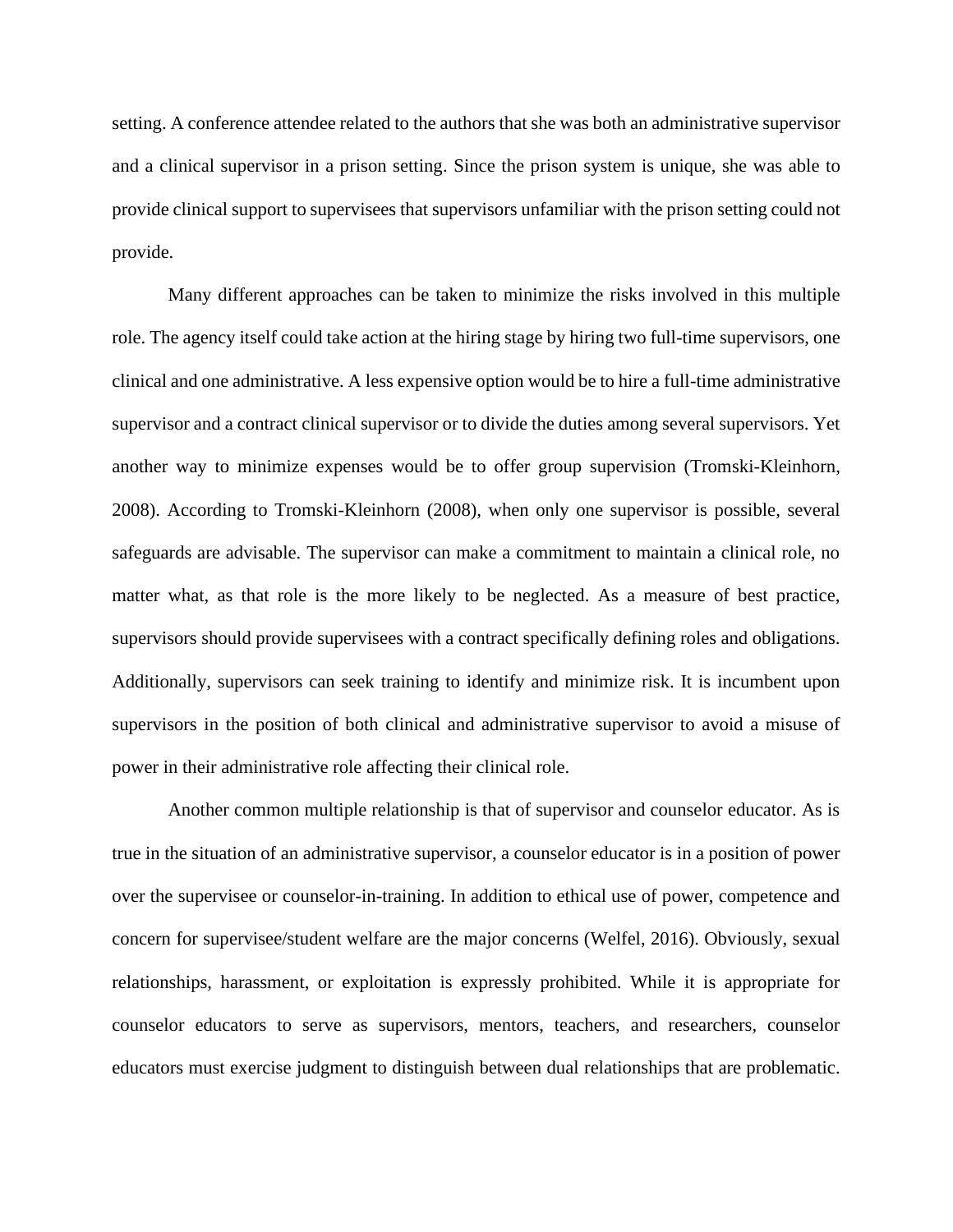setting. A conference attendee related to the authors that she was both an administrative supervisor and a clinical supervisor in a prison setting. Since the prison system is unique, she was able to provide clinical support to supervisees that supervisors unfamiliar with the prison setting could not provide.

Many different approaches can be taken to minimize the risks involved in this multiple role. The agency itself could take action at the hiring stage by hiring two full-time supervisors, one clinical and one administrative. A less expensive option would be to hire a full-time administrative supervisor and a contract clinical supervisor or to divide the duties among several supervisors. Yet another way to minimize expenses would be to offer group supervision (Tromski-Kleinhorn, 2008). According to Tromski-Kleinhorn (2008), when only one supervisor is possible, several safeguards are advisable. The supervisor can make a commitment to maintain a clinical role, no matter what, as that role is the more likely to be neglected. As a measure of best practice, supervisors should provide supervisees with a contract specifically defining roles and obligations. Additionally, supervisors can seek training to identify and minimize risk. It is incumbent upon supervisors in the position of both clinical and administrative supervisor to avoid a misuse of power in their administrative role affecting their clinical role.

Another common multiple relationship is that of supervisor and counselor educator. As is true in the situation of an administrative supervisor, a counselor educator is in a position of power over the supervisee or counselor-in-training. In addition to ethical use of power, competence and concern for supervisee/student welfare are the major concerns (Welfel, 2016). Obviously, sexual relationships, harassment, or exploitation is expressly prohibited. While it is appropriate for counselor educators to serve as supervisors, mentors, teachers, and researchers, counselor educators must exercise judgment to distinguish between dual relationships that are problematic.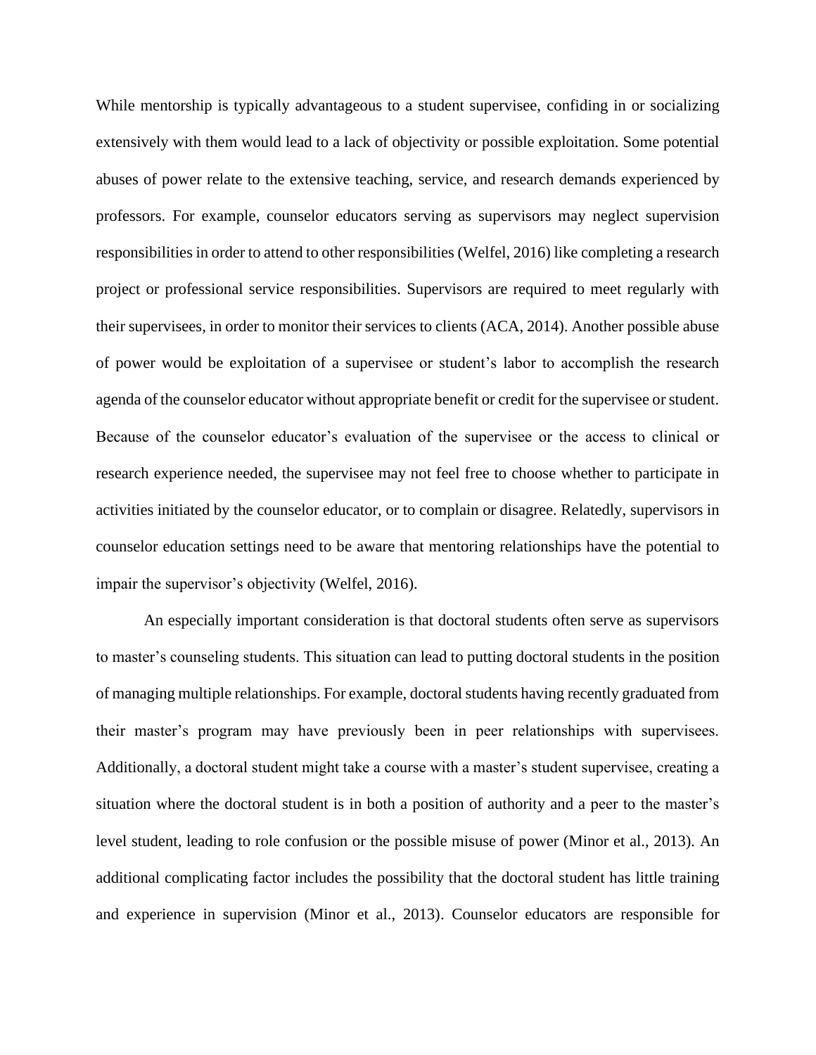While mentorship is typically advantageous to a student supervisee, confiding in or socializing extensively with them would lead to a lack of objectivity or possible exploitation. Some potential abuses of power relate to the extensive teaching, service, and research demands experienced by professors. For example, counselor educators serving as supervisors may neglect supervision responsibilities in order to attend to other responsibilities (Welfel, 2016) like completing a research project or professional service responsibilities. Supervisors are required to meet regularly with their supervisees, in order to monitor their services to clients (ACA, 2014). Another possible abuse of power would be exploitation of a supervisee or student's labor to accomplish the research agenda of the counselor educator without appropriate benefit or credit for the supervisee or student. Because of the counselor educator's evaluation of the supervisee or the access to clinical or research experience needed, the supervisee may not feel free to choose whether to participate in activities initiated by the counselor educator, or to complain or disagree. Relatedly, supervisors in counselor education settings need to be aware that mentoring relationships have the potential to impair the supervisor's objectivity (Welfel, 2016).

An especially important consideration is that doctoral students often serve as supervisors to master's counseling students. This situation can lead to putting doctoral students in the position of managing multiple relationships. For example, doctoral students having recently graduated from their master's program may have previously been in peer relationships with supervisees. Additionally, a doctoral student might take a course with a master's student supervisee, creating a situation where the doctoral student is in both a position of authority and a peer to the master's level student, leading to role confusion or the possible misuse of power (Minor et al., 2013). An additional complicating factor includes the possibility that the doctoral student has little training and experience in supervision (Minor et al., 2013). Counselor educators are responsible for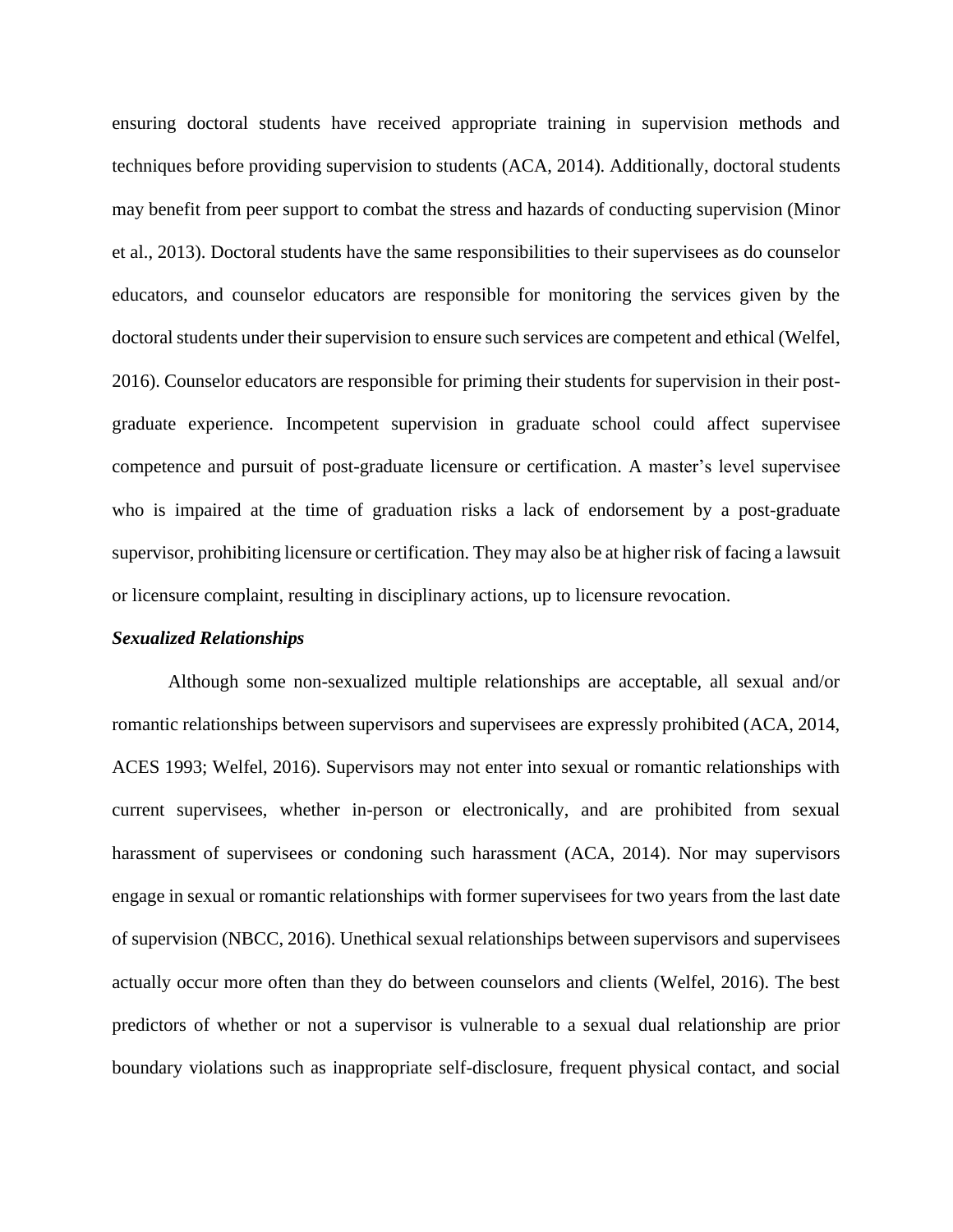ensuring doctoral students have received appropriate training in supervision methods and techniques before providing supervision to students (ACA, 2014). Additionally, doctoral students may benefit from peer support to combat the stress and hazards of conducting supervision (Minor et al., 2013). Doctoral students have the same responsibilities to their supervisees as do counselor educators, and counselor educators are responsible for monitoring the services given by the doctoral students under their supervision to ensure such services are competent and ethical (Welfel, 2016). Counselor educators are responsible for priming their students for supervision in their post-graduate experience. Incompetent supervision in graduate school could affect supervisee competence and pursuit of post-graduate licensure or certification. A master's level supervisee who is impaired at the time of graduation risks a lack of endorsement by a post-graduate supervisor, prohibiting licensure or certification. They may also be at higher risk of facing a lawsuit or licensure complaint, resulting in disciplinary actions, up to licensure revocation.

### *Sexualized Relationships*

Although some non-sexualized multiple relationships are acceptable, all sexual and/or romantic relationships between supervisors and supervisees are expressly prohibited (ACA, 2014, ACES 1993; Welfel, 2016). Supervisors may not enter into sexual or romantic relationships with current supervisees, whether in-person or electronically, and are prohibited from sexual harassment of supervisees or condoning such harassment (ACA, 2014). Nor may supervisors engage in sexual or romantic relationships with former supervisees for two years from the last date of supervision (NBCC, 2016). Unethical sexual relationships between supervisors and supervisees actually occur more often than they do between counselors and clients (Welfel, 2016). The best predictors of whether or not a supervisor is vulnerable to a sexual dual relationship are prior boundary violations such as inappropriate self-disclosure, frequent physical contact, and social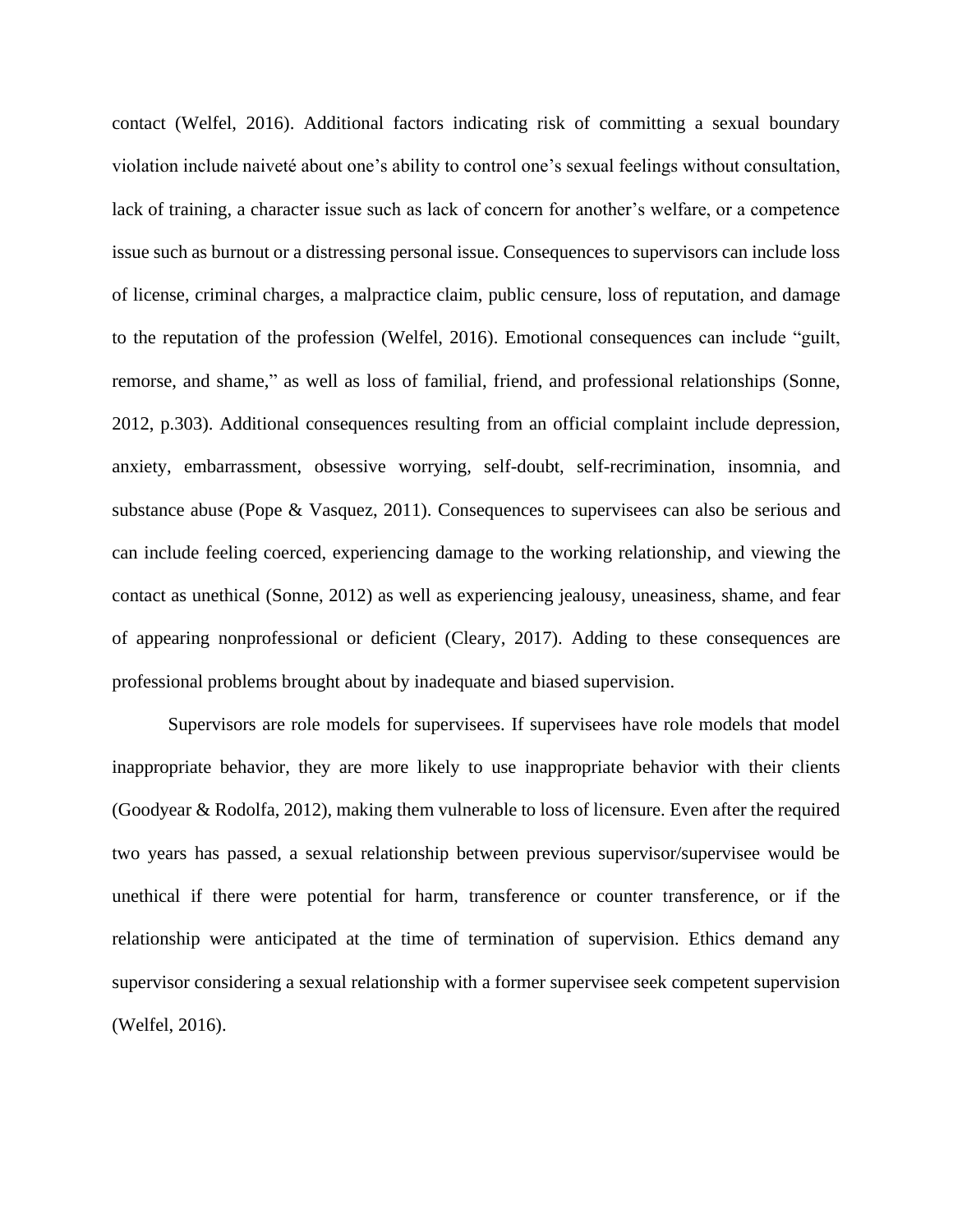contact (Welfel, 2016). Additional factors indicating risk of committing a sexual boundary violation include naiveté about one's ability to control one's sexual feelings without consultation, lack of training, a character issue such as lack of concern for another's welfare, or a competence issue such as burnout or a distressing personal issue. Consequences to supervisors can include loss of license, criminal charges, a malpractice claim, public censure, loss of reputation, and damage to the reputation of the profession (Welfel, 2016). Emotional consequences can include "guilt, remorse, and shame," as well as loss of familial, friend, and professional relationships (Sonne, 2012, p.303). Additional consequences resulting from an official complaint include depression, anxiety, embarrassment, obsessive worrying, self-doubt, self-recrimination, insomnia, and substance abuse (Pope & Vasquez, 2011). Consequences to supervisees can also be serious and can include feeling coerced, experiencing damage to the working relationship, and viewing the contact as unethical (Sonne, 2012) as well as experiencing jealousy, uneasiness, shame, and fear of appearing nonprofessional or deficient (Cleary, 2017). Adding to these consequences are professional problems brought about by inadequate and biased supervision.

Supervisors are role models for supervisees. If supervisees have role models that model inappropriate behavior, they are more likely to use inappropriate behavior with their clients (Goodyear & Rodolfa, 2012), making them vulnerable to loss of licensure. Even after the required two years has passed, a sexual relationship between previous supervisor/supervisee would be unethical if there were potential for harm, transference or counter transference, or if the relationship were anticipated at the time of termination of supervision. Ethics demand any supervisor considering a sexual relationship with a former supervisee seek competent supervision (Welfel, 2016).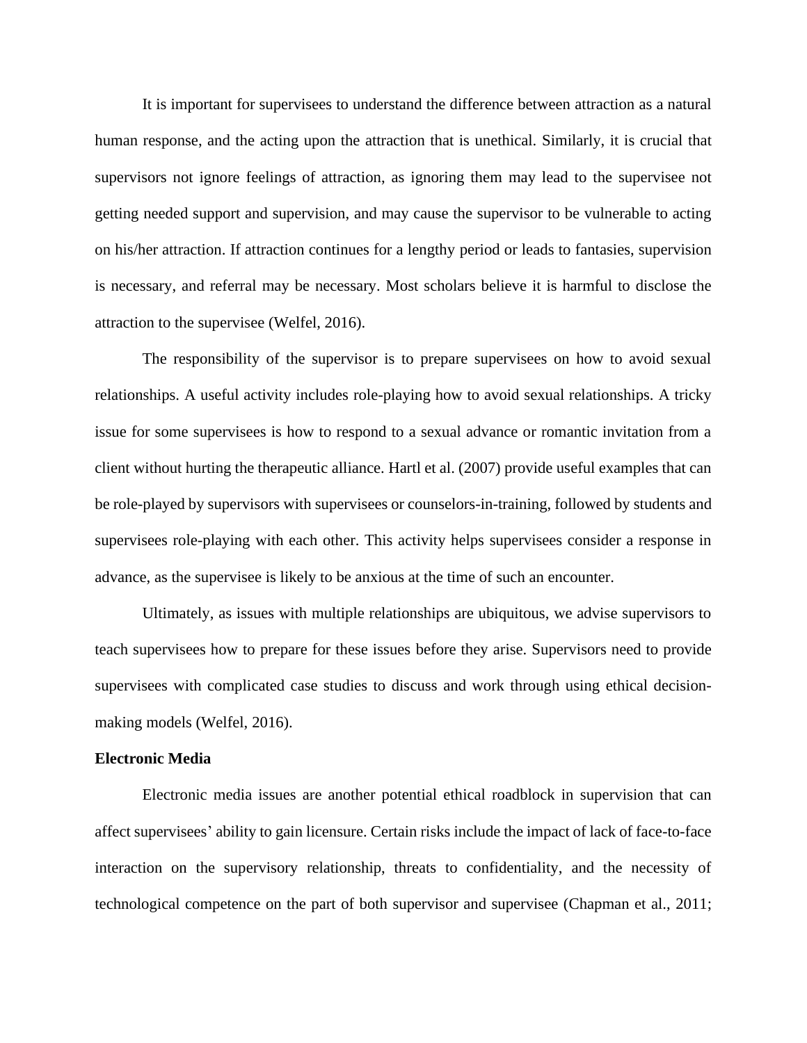It is important for supervisees to understand the difference between attraction as a natural human response, and the acting upon the attraction that is unethical. Similarly, it is crucial that supervisors not ignore feelings of attraction, as ignoring them may lead to the supervisee not getting needed support and supervision, and may cause the supervisor to be vulnerable to acting on his/her attraction. If attraction continues for a lengthy period or leads to fantasies, supervision is necessary, and referral may be necessary. Most scholars believe it is harmful to disclose the attraction to the supervisee (Welfel, 2016).

The responsibility of the supervisor is to prepare supervisees on how to avoid sexual relationships. A useful activity includes role-playing how to avoid sexual relationships. A tricky issue for some supervisees is how to respond to a sexual advance or romantic invitation from a client without hurting the therapeutic alliance. Hartl et al. (2007) provide useful examples that can be role-played by supervisors with supervisees or counselors-in-training, followed by students and supervisees role-playing with each other. This activity helps supervisees consider a response in advance, as the supervisee is likely to be anxious at the time of such an encounter.

Ultimately, as issues with multiple relationships are ubiquitous, we advise supervisors to teach supervisees how to prepare for these issues before they arise. Supervisors need to provide supervisees with complicated case studies to discuss and work through using ethical decision-making models (Welfel, 2016).

**Electronic Media**

Electronic media issues are another potential ethical roadblock in supervision that can affect supervisees' ability to gain licensure. Certain risks include the impact of lack of face-to-face interaction on the supervisory relationship, threats to confidentiality, and the necessity of technological competence on the part of both supervisor and supervisee (Chapman et al., 2011;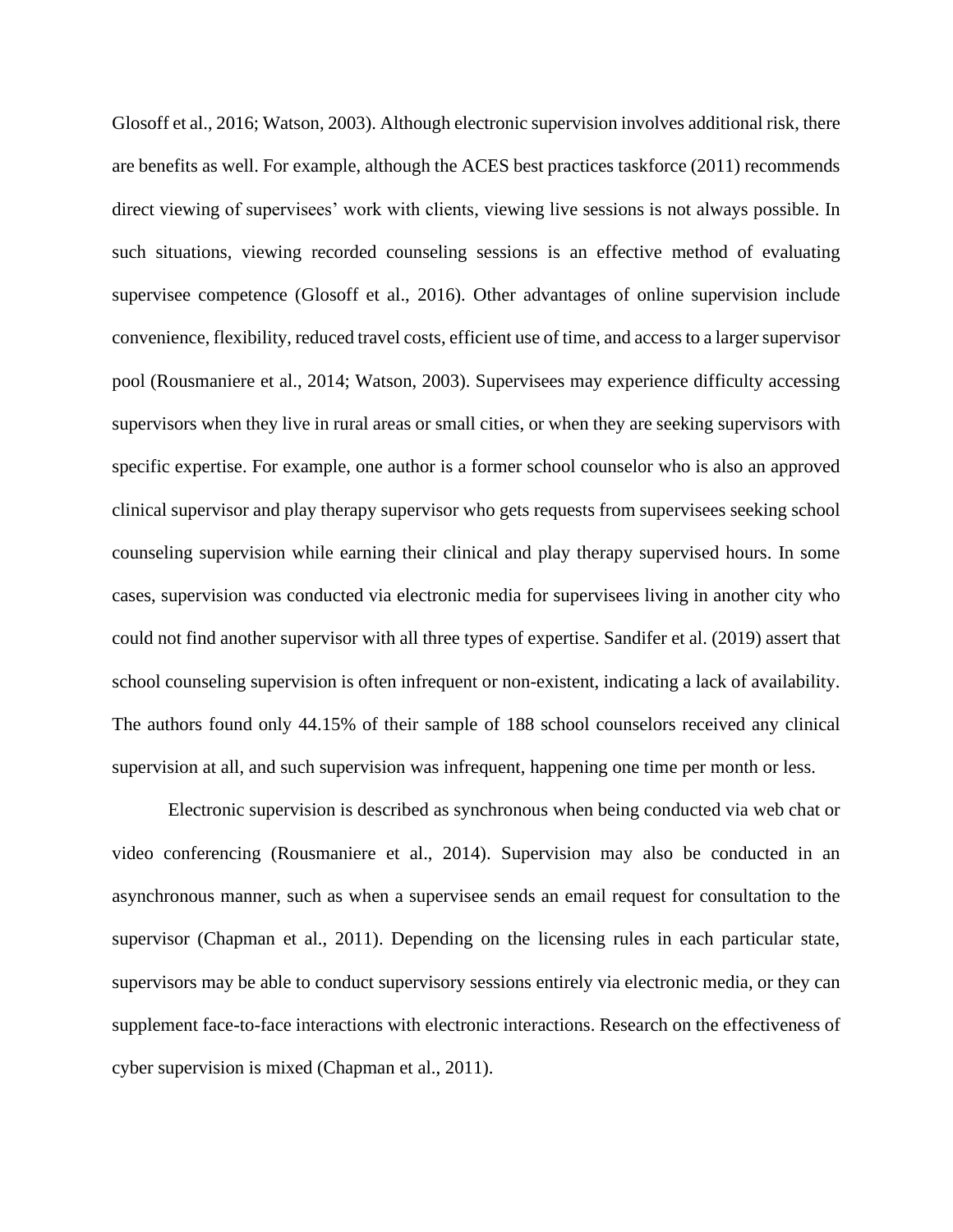Glosoff et al., 2016; Watson, 2003). Although electronic supervision involves additional risk, there are benefits as well. For example, although the ACES best practices taskforce (2011) recommends direct viewing of supervisees' work with clients, viewing live sessions is not always possible. In such situations, viewing recorded counseling sessions is an effective method of evaluating supervisee competence (Glosoff et al., 2016). Other advantages of online supervision include convenience, flexibility, reduced travel costs, efficient use of time, and access to a larger supervisor pool (Rousmaniere et al., 2014; Watson, 2003). Supervisees may experience difficulty accessing supervisors when they live in rural areas or small cities, or when they are seeking supervisors with specific expertise. For example, one author is a former school counselor who is also an approved clinical supervisor and play therapy supervisor who gets requests from supervisees seeking school counseling supervision while earning their clinical and play therapy supervised hours. In some cases, supervision was conducted via electronic media for supervisees living in another city who could not find another supervisor with all three types of expertise. Sandifer et al. (2019) assert that school counseling supervision is often infrequent or non-existent, indicating a lack of availability. The authors found only 44.15% of their sample of 188 school counselors received any clinical supervision at all, and such supervision was infrequent, happening one time per month or less.

Electronic supervision is described as synchronous when being conducted via web chat or video conferencing (Rousmaniere et al., 2014). Supervision may also be conducted in an asynchronous manner, such as when a supervisee sends an email request for consultation to the supervisor (Chapman et al., 2011). Depending on the licensing rules in each particular state, supervisors may be able to conduct supervisory sessions entirely via electronic media, or they can supplement face-to-face interactions with electronic interactions. Research on the effectiveness of cyber supervision is mixed (Chapman et al., 2011).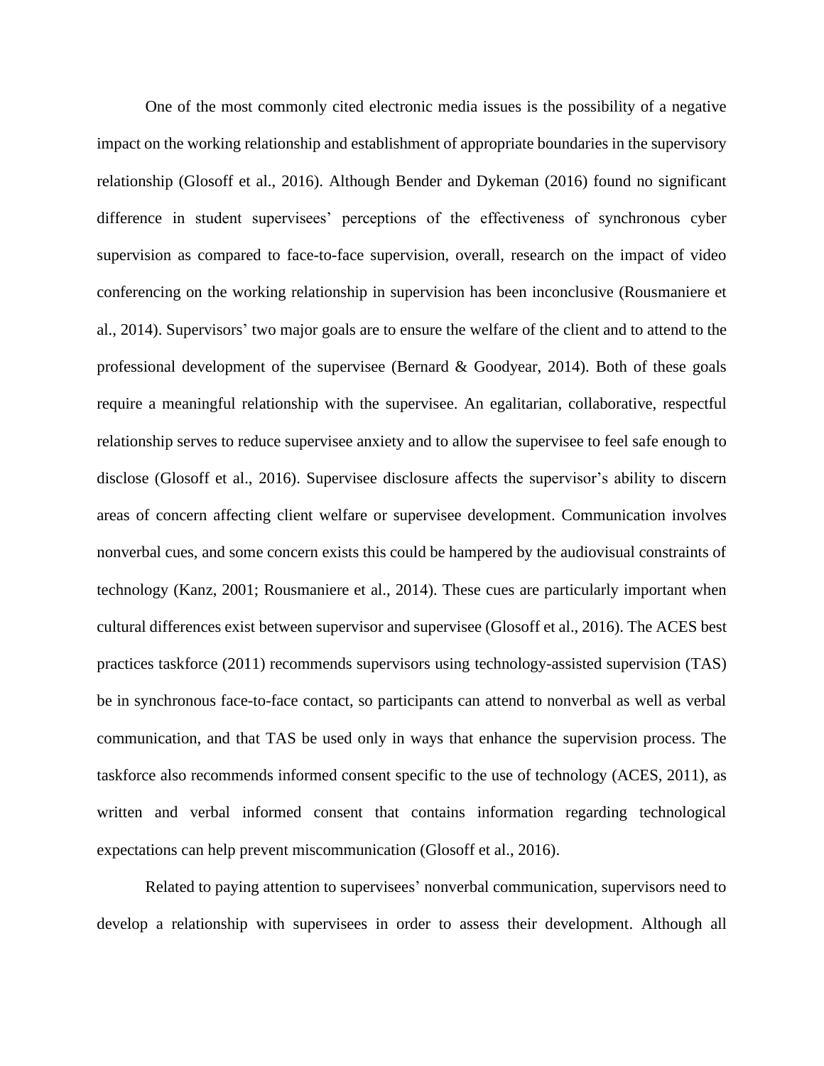One of the most commonly cited electronic media issues is the possibility of a negative impact on the working relationship and establishment of appropriate boundaries in the supervisory relationship (Glosoff et al., 2016). Although Bender and Dykeman (2016) found no significant difference in student supervisees' perceptions of the effectiveness of synchronous cyber supervision as compared to face-to-face supervision, overall, research on the impact of video conferencing on the working relationship in supervision has been inconclusive (Rousmaniere et al., 2014). Supervisors' two major goals are to ensure the welfare of the client and to attend to the professional development of the supervisee (Bernard & Goodyear, 2014). Both of these goals require a meaningful relationship with the supervisee. An egalitarian, collaborative, respectful relationship serves to reduce supervisee anxiety and to allow the supervisee to feel safe enough to disclose (Glosoff et al., 2016). Supervisee disclosure affects the supervisor's ability to discern areas of concern affecting client welfare or supervisee development. Communication involves nonverbal cues, and some concern exists this could be hampered by the audiovisual constraints of technology (Kanz, 2001; Rousmaniere et al., 2014). These cues are particularly important when cultural differences exist between supervisor and supervisee (Glosoff et al., 2016). The ACES best practices taskforce (2011) recommends supervisors using technology-assisted supervision (TAS) be in synchronous face-to-face contact, so participants can attend to nonverbal as well as verbal communication, and that TAS be used only in ways that enhance the supervision process. The taskforce also recommends informed consent specific to the use of technology (ACES, 2011), as written and verbal informed consent that contains information regarding technological expectations can help prevent miscommunication (Glosoff et al., 2016).

Related to paying attention to supervisees' nonverbal communication, supervisors need to develop a relationship with supervisees in order to assess their development. Although all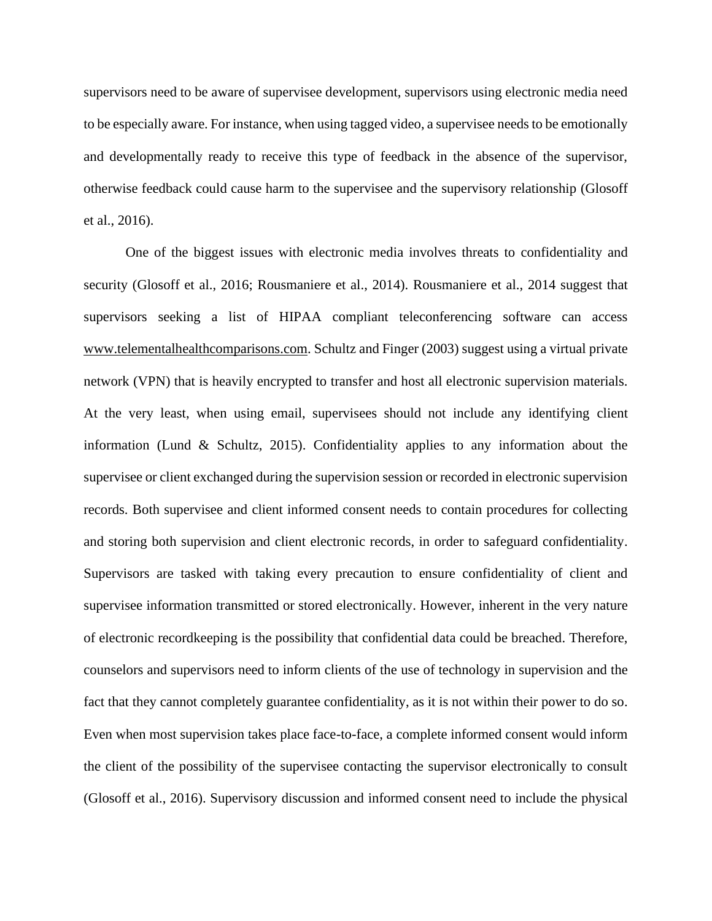supervisors need to be aware of supervisee development, supervisors using electronic media need to be especially aware. For instance, when using tagged video, a supervisee needs to be emotionally and developmentally ready to receive this type of feedback in the absence of the supervisor, otherwise feedback could cause harm to the supervisee and the supervisory relationship (Glosoff et al., 2016).

One of the biggest issues with electronic media involves threats to confidentiality and security (Glosoff et al., 2016; Rousmaniere et al., 2014). Rousmaniere et al., 2014 suggest that supervisors seeking a list of HIPAA compliant teleconferencing software can access www.telementalhealthcomparisons.com. Schultz and Finger (2003) suggest using a virtual private network (VPN) that is heavily encrypted to transfer and host all electronic supervision materials. At the very least, when using email, supervisees should not include any identifying client information (Lund & Schultz, 2015). Confidentiality applies to any information about the supervisee or client exchanged during the supervision session or recorded in electronic supervision records. Both supervisee and client informed consent needs to contain procedures for collecting and storing both supervision and client electronic records, in order to safeguard confidentiality. Supervisors are tasked with taking every precaution to ensure confidentiality of client and supervisee information transmitted or stored electronically. However, inherent in the very nature of electronic recordkeeping is the possibility that confidential data could be breached. Therefore, counselors and supervisors need to inform clients of the use of technology in supervision and the fact that they cannot completely guarantee confidentiality, as it is not within their power to do so. Even when most supervision takes place face-to-face, a complete informed consent would inform the client of the possibility of the supervisee contacting the supervisor electronically to consult (Glosoff et al., 2016). Supervisory discussion and informed consent need to include the physical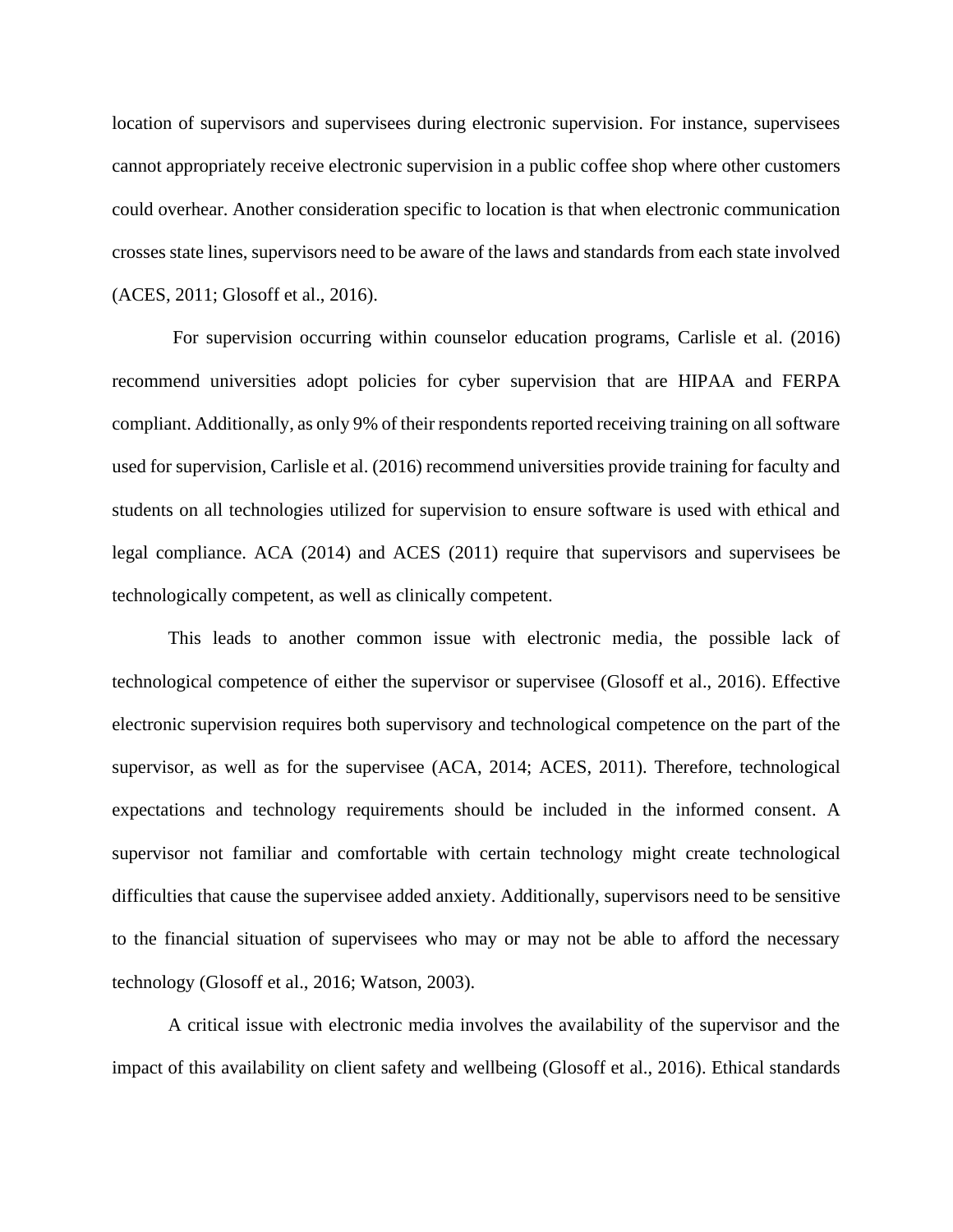location of supervisors and supervisees during electronic supervision. For instance, supervisees cannot appropriately receive electronic supervision in a public coffee shop where other customers could overhear. Another consideration specific to location is that when electronic communication crosses state lines, supervisors need to be aware of the laws and standards from each state involved (ACES, 2011; Glosoff et al., 2016).

For supervision occurring within counselor education programs, Carlisle et al. (2016) recommend universities adopt policies for cyber supervision that are HIPAA and FERPA compliant. Additionally, as only 9% of their respondents reported receiving training on all software used for supervision, Carlisle et al. (2016) recommend universities provide training for faculty and students on all technologies utilized for supervision to ensure software is used with ethical and legal compliance. ACA (2014) and ACES (2011) require that supervisors and supervisees be technologically competent, as well as clinically competent.

This leads to another common issue with electronic media, the possible lack of technological competence of either the supervisor or supervisee (Glosoff et al., 2016). Effective electronic supervision requires both supervisory and technological competence on the part of the supervisor, as well as for the supervisee (ACA, 2014; ACES, 2011). Therefore, technological expectations and technology requirements should be included in the informed consent. A supervisor not familiar and comfortable with certain technology might create technological difficulties that cause the supervisee added anxiety. Additionally, supervisors need to be sensitive to the financial situation of supervisees who may or may not be able to afford the necessary technology (Glosoff et al., 2016; Watson, 2003).

A critical issue with electronic media involves the availability of the supervisor and the impact of this availability on client safety and wellbeing (Glosoff et al., 2016). Ethical standards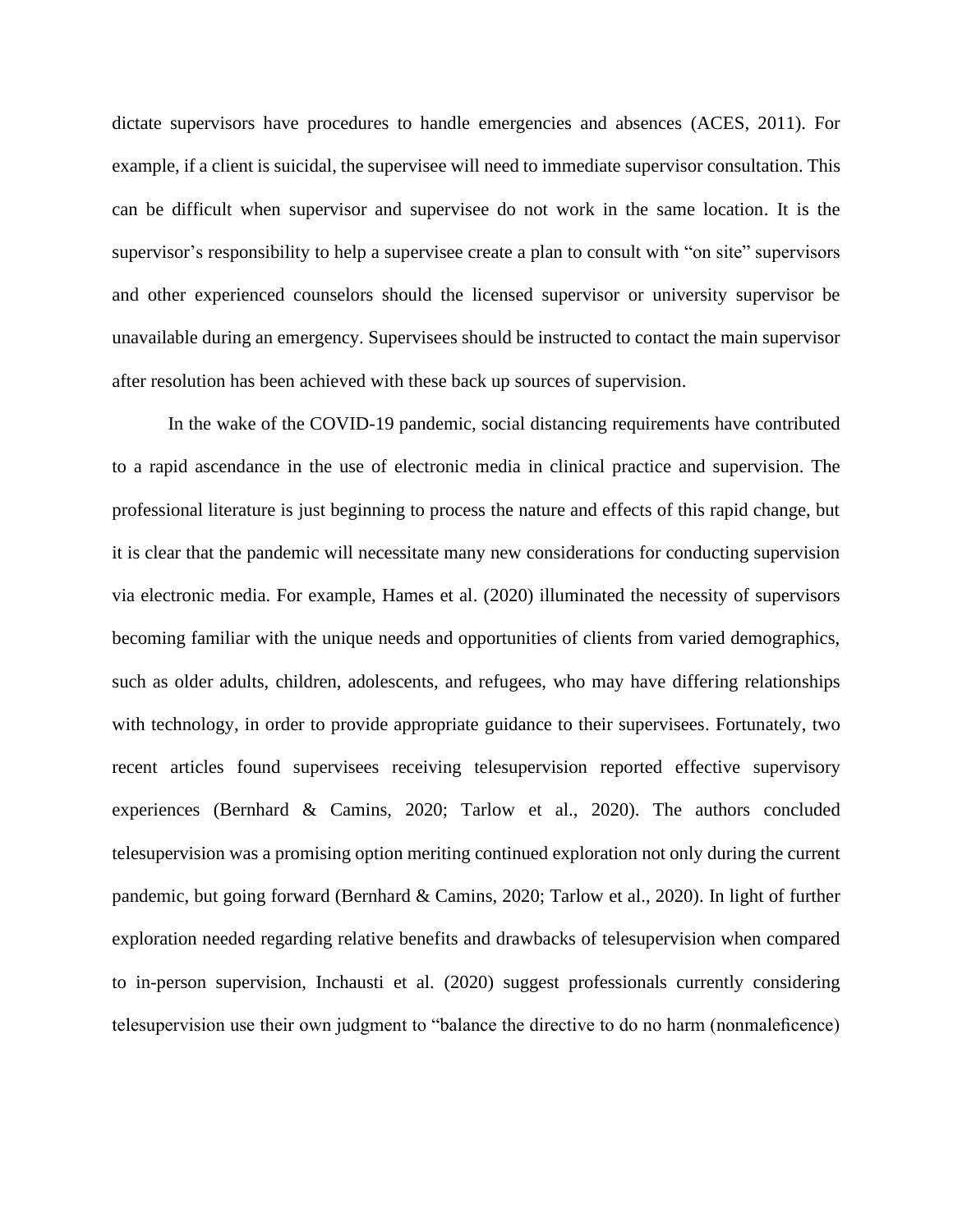dictate supervisors have procedures to handle emergencies and absences (ACES, 2011). For example, if a client is suicidal, the supervisee will need to immediate supervisor consultation. This can be difficult when supervisor and supervisee do not work in the same location. It is the supervisor's responsibility to help a supervisee create a plan to consult with "on site" supervisors and other experienced counselors should the licensed supervisor or university supervisor be unavailable during an emergency. Supervisees should be instructed to contact the main supervisor after resolution has been achieved with these back up sources of supervision.

In the wake of the COVID-19 pandemic, social distancing requirements have contributed to a rapid ascendance in the use of electronic media in clinical practice and supervision. The professional literature is just beginning to process the nature and effects of this rapid change, but it is clear that the pandemic will necessitate many new considerations for conducting supervision via electronic media. For example, Hames et al. (2020) illuminated the necessity of supervisors becoming familiar with the unique needs and opportunities of clients from varied demographics, such as older adults, children, adolescents, and refugees, who may have differing relationships with technology, in order to provide appropriate guidance to their supervisees. Fortunately, two recent articles found supervisees receiving telesupervision reported effective supervisory experiences (Bernhard & Camins, 2020; Tarlow et al., 2020). The authors concluded telesupervision was a promising option meriting continued exploration not only during the current pandemic, but going forward (Bernhard & Camins, 2020; Tarlow et al., 2020). In light of further exploration needed regarding relative benefits and drawbacks of telesupervision when compared to in-person supervision, Inchausti et al. (2020) suggest professionals currently considering telesupervision use their own judgment to "balance the directive to do no harm (nonmaleficence)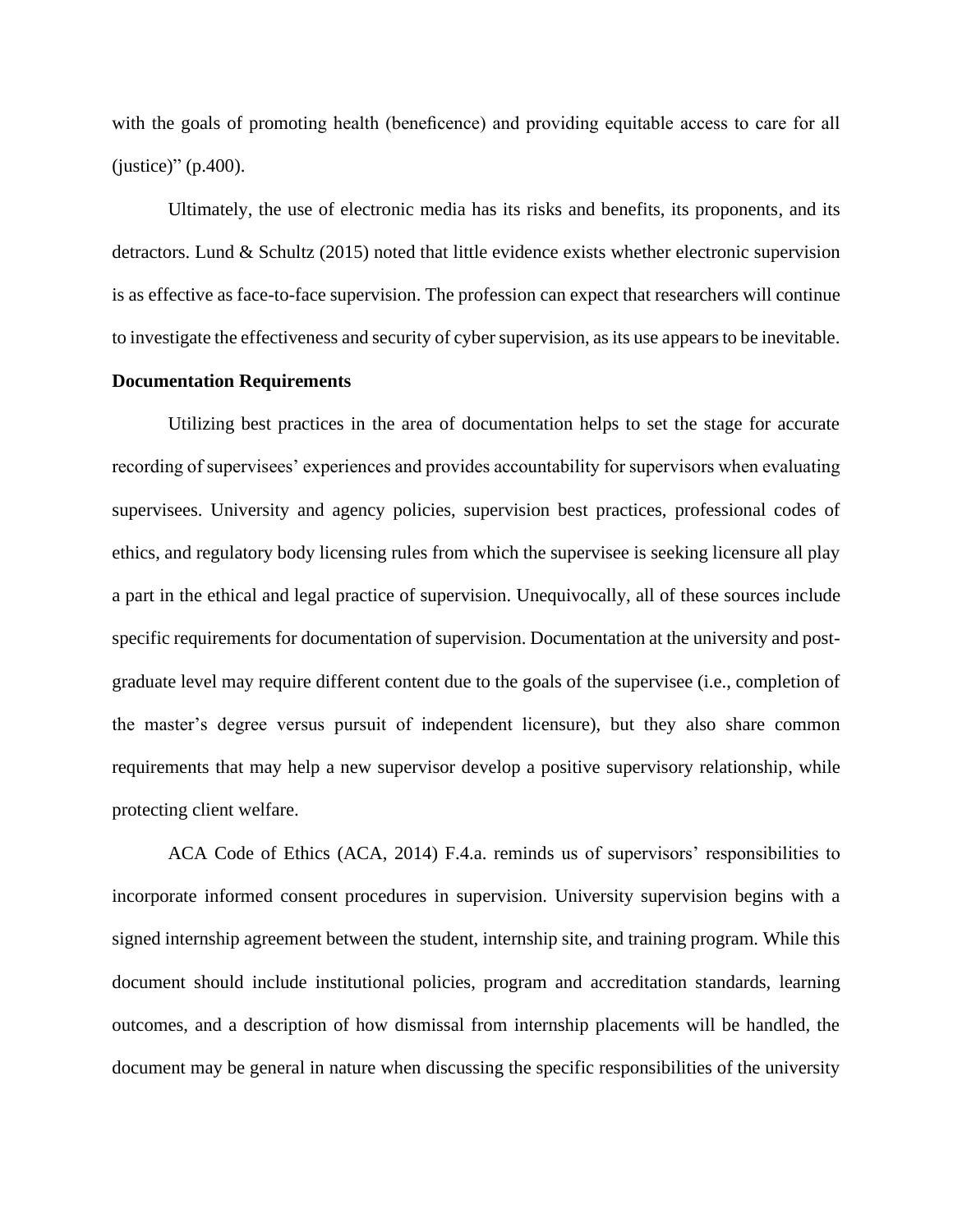with the goals of promoting health (beneficence) and providing equitable access to care for all (justice)" (p.400).

Ultimately, the use of electronic media has its risks and benefits, its proponents, and its detractors. Lund & Schultz (2015) noted that little evidence exists whether electronic supervision is as effective as face-to-face supervision. The profession can expect that researchers will continue to investigate the effectiveness and security of cyber supervision, as its use appears to be inevitable.

**Documentation Requirements**

Utilizing best practices in the area of documentation helps to set the stage for accurate recording of supervisees' experiences and provides accountability for supervisors when evaluating supervisees. University and agency policies, supervision best practices, professional codes of ethics, and regulatory body licensing rules from which the supervisee is seeking licensure all play a part in the ethical and legal practice of supervision. Unequivocally, all of these sources include specific requirements for documentation of supervision. Documentation at the university and post-graduate level may require different content due to the goals of the supervisee (i.e., completion of the master's degree versus pursuit of independent licensure), but they also share common requirements that may help a new supervisor develop a positive supervisory relationship, while protecting client welfare.

ACA Code of Ethics (ACA, 2014) F.4.a. reminds us of supervisors' responsibilities to incorporate informed consent procedures in supervision. University supervision begins with a signed internship agreement between the student, internship site, and training program. While this document should include institutional policies, program and accreditation standards, learning outcomes, and a description of how dismissal from internship placements will be handled, the document may be general in nature when discussing the specific responsibilities of the university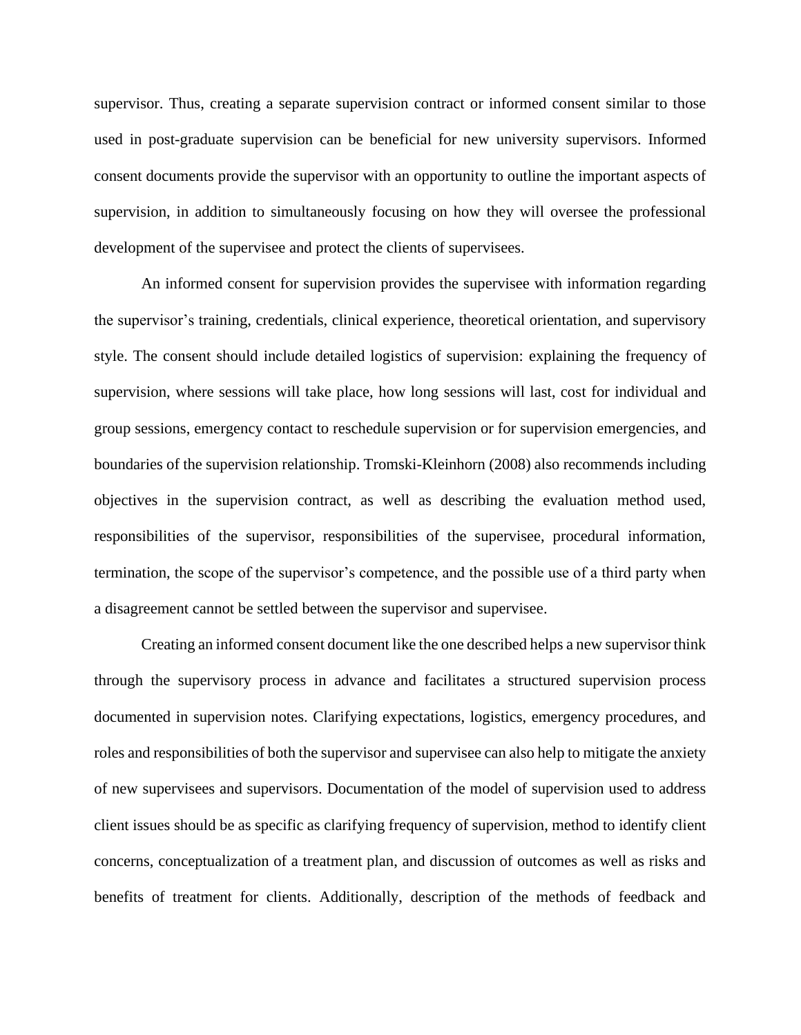supervisor. Thus, creating a separate supervision contract or informed consent similar to those used in post-graduate supervision can be beneficial for new university supervisors. Informed consent documents provide the supervisor with an opportunity to outline the important aspects of supervision, in addition to simultaneously focusing on how they will oversee the professional development of the supervisee and protect the clients of supervisees.

An informed consent for supervision provides the supervisee with information regarding the supervisor's training, credentials, clinical experience, theoretical orientation, and supervisory style. The consent should include detailed logistics of supervision: explaining the frequency of supervision, where sessions will take place, how long sessions will last, cost for individual and group sessions, emergency contact to reschedule supervision or for supervision emergencies, and boundaries of the supervision relationship. Tromski-Kleinhorn (2008) also recommends including objectives in the supervision contract, as well as describing the evaluation method used, responsibilities of the supervisor, responsibilities of the supervisee, procedural information, termination, the scope of the supervisor's competence, and the possible use of a third party when a disagreement cannot be settled between the supervisor and supervisee.

Creating an informed consent document like the one described helps a new supervisor think through the supervisory process in advance and facilitates a structured supervision process documented in supervision notes. Clarifying expectations, logistics, emergency procedures, and roles and responsibilities of both the supervisor and supervisee can also help to mitigate the anxiety of new supervisees and supervisors. Documentation of the model of supervision used to address client issues should be as specific as clarifying frequency of supervision, method to identify client concerns, conceptualization of a treatment plan, and discussion of outcomes as well as risks and benefits of treatment for clients. Additionally, description of the methods of feedback and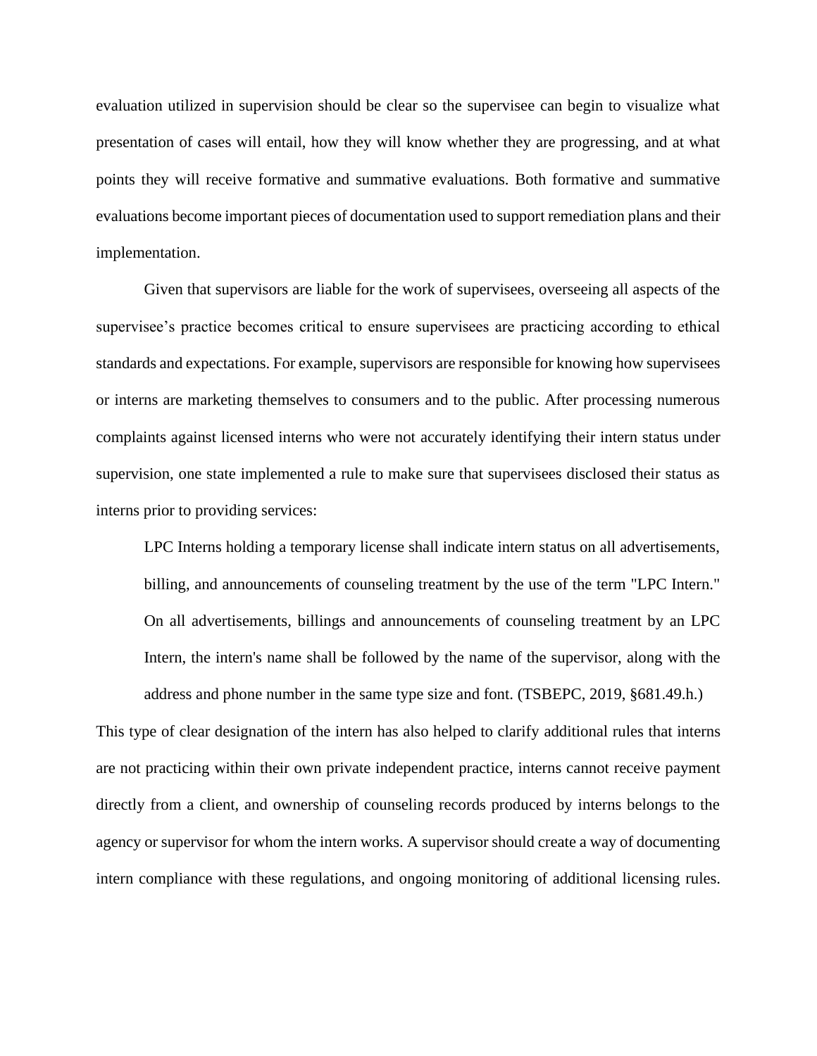evaluation utilized in supervision should be clear so the supervisee can begin to visualize what presentation of cases will entail, how they will know whether they are progressing, and at what points they will receive formative and summative evaluations. Both formative and summative evaluations become important pieces of documentation used to support remediation plans and their implementation.

Given that supervisors are liable for the work of supervisees, overseeing all aspects of the supervisee's practice becomes critical to ensure supervisees are practicing according to ethical standards and expectations. For example, supervisors are responsible for knowing how supervisees or interns are marketing themselves to consumers and to the public. After processing numerous complaints against licensed interns who were not accurately identifying their intern status under supervision, one state implemented a rule to make sure that supervisees disclosed their status as interns prior to providing services:

> LPC Interns holding a temporary license shall indicate intern status on all advertisements, billing, and announcements of counseling treatment by the use of the term "LPC Intern." On all advertisements, billings and announcements of counseling treatment by an LPC Intern, the intern's name shall be followed by the name of the supervisor, along with the address and phone number in the same type size and font. (TSBEPC, 2019, §681.49.h.)

This type of clear designation of the intern has also helped to clarify additional rules that interns are not practicing within their own private independent practice, interns cannot receive payment directly from a client, and ownership of counseling records produced by interns belongs to the agency or supervisor for whom the intern works. A supervisor should create a way of documenting intern compliance with these regulations, and ongoing monitoring of additional licensing rules.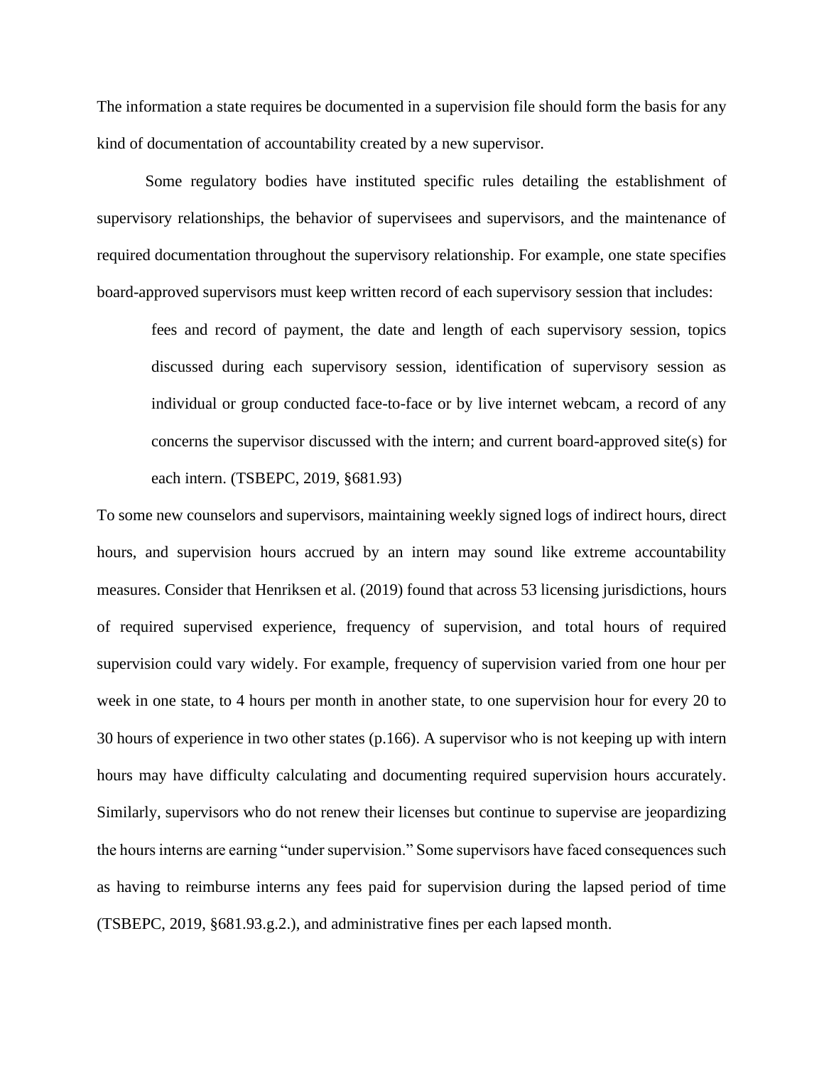The information a state requires be documented in a supervision file should form the basis for any kind of documentation of accountability created by a new supervisor.

Some regulatory bodies have instituted specific rules detailing the establishment of supervisory relationships, the behavior of supervisees and supervisors, and the maintenance of required documentation throughout the supervisory relationship. For example, one state specifies board-approved supervisors must keep written record of each supervisory session that includes:

> fees and record of payment, the date and length of each supervisory session, topics discussed during each supervisory session, identification of supervisory session as individual or group conducted face-to-face or by live internet webcam, a record of any concerns the supervisor discussed with the intern; and current board-approved site(s) for each intern. (TSBEPC, 2019, §681.93)

To some new counselors and supervisors, maintaining weekly signed logs of indirect hours, direct hours, and supervision hours accrued by an intern may sound like extreme accountability measures. Consider that Henriksen et al. (2019) found that across 53 licensing jurisdictions, hours of required supervised experience, frequency of supervision, and total hours of required supervision could vary widely. For example, frequency of supervision varied from one hour per week in one state, to 4 hours per month in another state, to one supervision hour for every 20 to 30 hours of experience in two other states (p.166). A supervisor who is not keeping up with intern hours may have difficulty calculating and documenting required supervision hours accurately. Similarly, supervisors who do not renew their licenses but continue to supervise are jeopardizing the hours interns are earning "under supervision." Some supervisors have faced consequences such as having to reimburse interns any fees paid for supervision during the lapsed period of time (TSBEPC, 2019, §681.93.g.2.), and administrative fines per each lapsed month.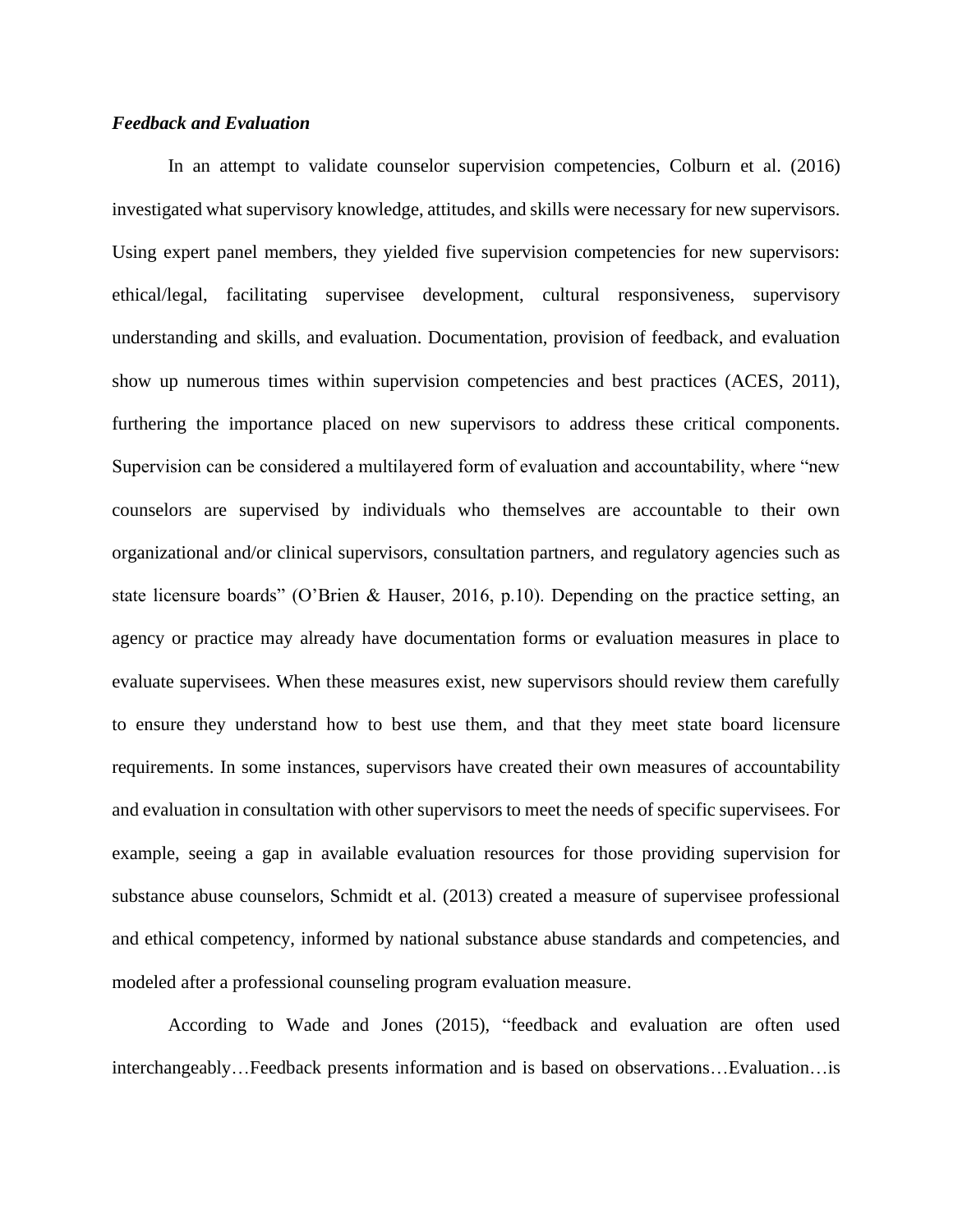### *Feedback and Evaluation*

In an attempt to validate counselor supervision competencies, Colburn et al. (2016) investigated what supervisory knowledge, attitudes, and skills were necessary for new supervisors. Using expert panel members, they yielded five supervision competencies for new supervisors: ethical/legal, facilitating supervisee development, cultural responsiveness, supervisory understanding and skills, and evaluation. Documentation, provision of feedback, and evaluation show up numerous times within supervision competencies and best practices (ACES, 2011), furthering the importance placed on new supervisors to address these critical components. Supervision can be considered a multilayered form of evaluation and accountability, where "new counselors are supervised by individuals who themselves are accountable to their own organizational and/or clinical supervisors, consultation partners, and regulatory agencies such as state licensure boards" (O'Brien & Hauser, 2016, p.10). Depending on the practice setting, an agency or practice may already have documentation forms or evaluation measures in place to evaluate supervisees. When these measures exist, new supervisors should review them carefully to ensure they understand how to best use them, and that they meet state board licensure requirements. In some instances, supervisors have created their own measures of accountability and evaluation in consultation with other supervisors to meet the needs of specific supervisees. For example, seeing a gap in available evaluation resources for those providing supervision for substance abuse counselors, Schmidt et al. (2013) created a measure of supervisee professional and ethical competency, informed by national substance abuse standards and competencies, and modeled after a professional counseling program evaluation measure.

According to Wade and Jones (2015), "feedback and evaluation are often used interchangeably…Feedback presents information and is based on observations…Evaluation…is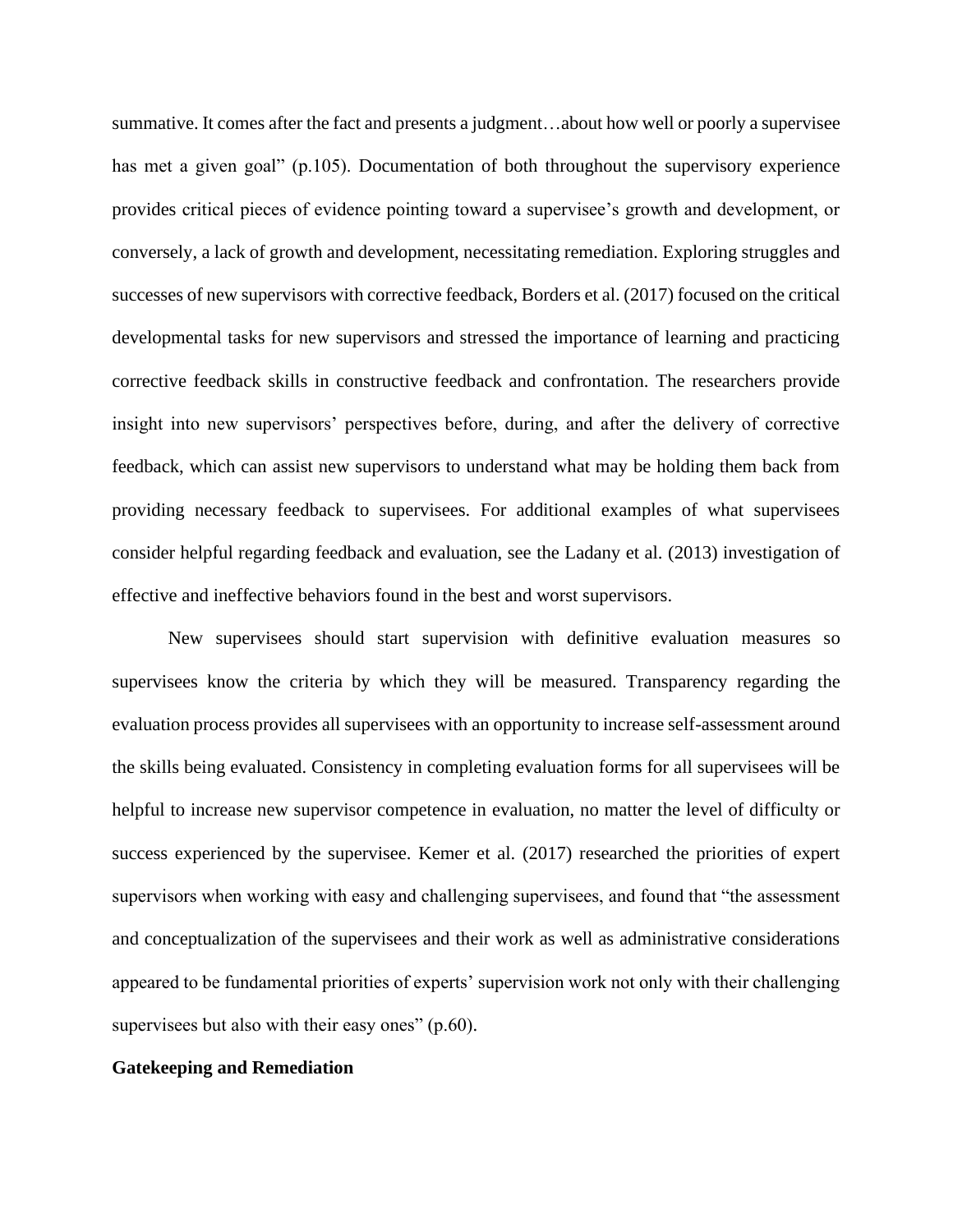summative. It comes after the fact and presents a judgment…about how well or poorly a supervisee has met a given goal" (p.105). Documentation of both throughout the supervisory experience provides critical pieces of evidence pointing toward a supervisee's growth and development, or conversely, a lack of growth and development, necessitating remediation. Exploring struggles and successes of new supervisors with corrective feedback, Borders et al. (2017) focused on the critical developmental tasks for new supervisors and stressed the importance of learning and practicing corrective feedback skills in constructive feedback and confrontation. The researchers provide insight into new supervisors' perspectives before, during, and after the delivery of corrective feedback, which can assist new supervisors to understand what may be holding them back from providing necessary feedback to supervisees. For additional examples of what supervisees consider helpful regarding feedback and evaluation, see the Ladany et al. (2013) investigation of effective and ineffective behaviors found in the best and worst supervisors.

New supervisees should start supervision with definitive evaluation measures so supervisees know the criteria by which they will be measured. Transparency regarding the evaluation process provides all supervisees with an opportunity to increase self-assessment around the skills being evaluated. Consistency in completing evaluation forms for all supervisees will be helpful to increase new supervisor competence in evaluation, no matter the level of difficulty or success experienced by the supervisee. Kemer et al. (2017) researched the priorities of expert supervisors when working with easy and challenging supervisees, and found that "the assessment and conceptualization of the supervisees and their work as well as administrative considerations appeared to be fundamental priorities of experts' supervision work not only with their challenging supervisees but also with their easy ones" (p.60).

**Gatekeeping and Remediation**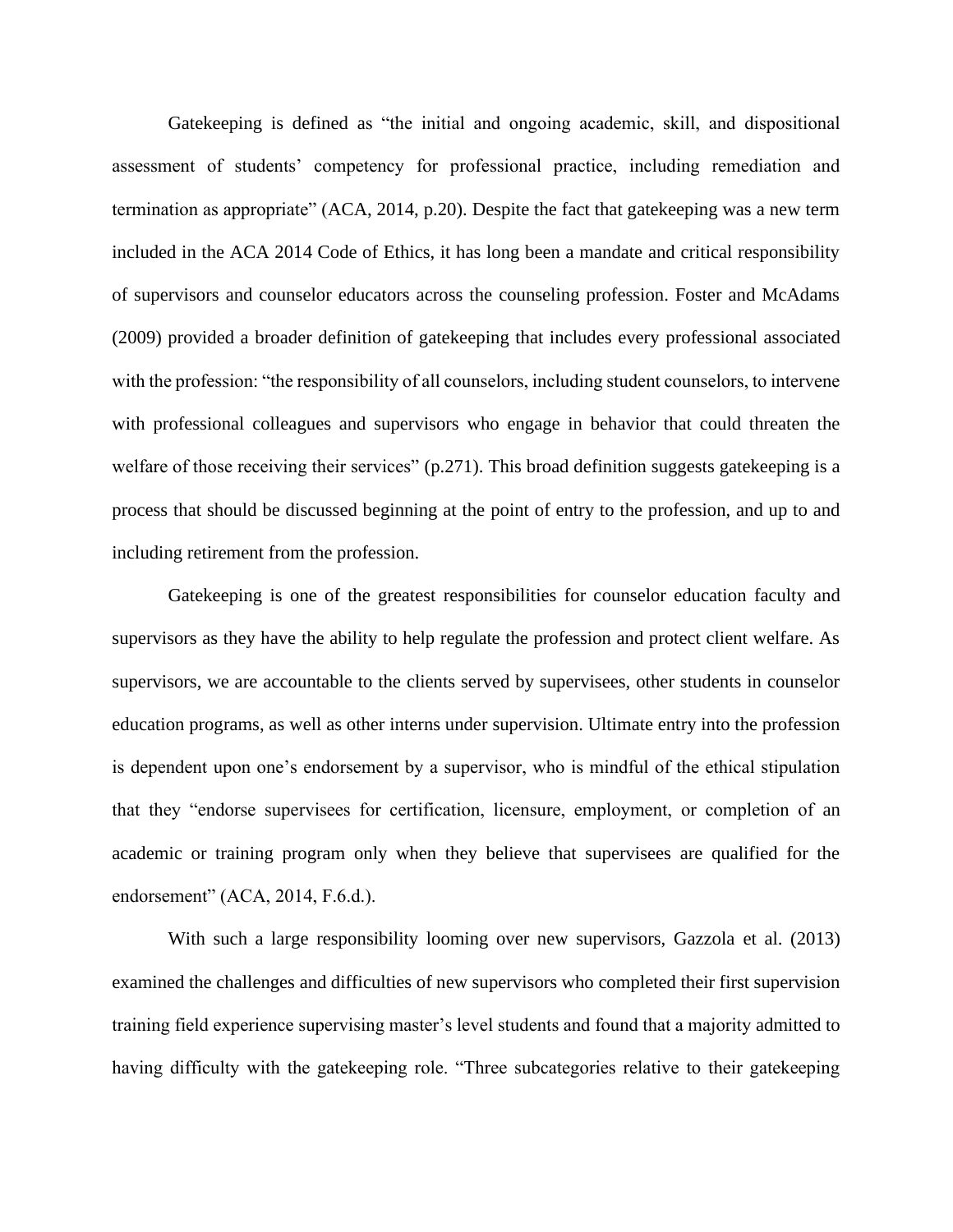Gatekeeping is defined as "the initial and ongoing academic, skill, and dispositional assessment of students' competency for professional practice, including remediation and termination as appropriate" (ACA, 2014, p.20). Despite the fact that gatekeeping was a new term included in the ACA 2014 Code of Ethics, it has long been a mandate and critical responsibility of supervisors and counselor educators across the counseling profession. Foster and McAdams (2009) provided a broader definition of gatekeeping that includes every professional associated with the profession: "the responsibility of all counselors, including student counselors, to intervene with professional colleagues and supervisors who engage in behavior that could threaten the welfare of those receiving their services" (p.271). This broad definition suggests gatekeeping is a process that should be discussed beginning at the point of entry to the profession, and up to and including retirement from the profession.

Gatekeeping is one of the greatest responsibilities for counselor education faculty and supervisors as they have the ability to help regulate the profession and protect client welfare. As supervisors, we are accountable to the clients served by supervisees, other students in counselor education programs, as well as other interns under supervision. Ultimate entry into the profession is dependent upon one's endorsement by a supervisor, who is mindful of the ethical stipulation that they "endorse supervisees for certification, licensure, employment, or completion of an academic or training program only when they believe that supervisees are qualified for the endorsement" (ACA, 2014, F.6.d.).

With such a large responsibility looming over new supervisors, Gazzola et al. (2013) examined the challenges and difficulties of new supervisors who completed their first supervision training field experience supervising master's level students and found that a majority admitted to having difficulty with the gatekeeping role. "Three subcategories relative to their gatekeeping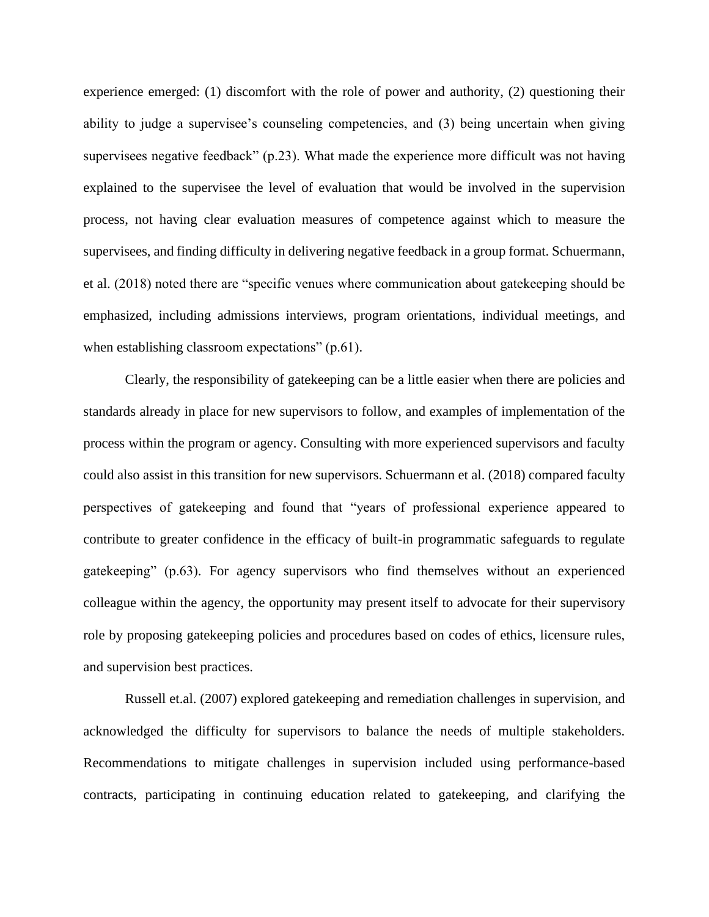experience emerged: (1) discomfort with the role of power and authority, (2) questioning their ability to judge a supervisee's counseling competencies, and (3) being uncertain when giving supervisees negative feedback" (p.23). What made the experience more difficult was not having explained to the supervisee the level of evaluation that would be involved in the supervision process, not having clear evaluation measures of competence against which to measure the supervisees, and finding difficulty in delivering negative feedback in a group format. Schuermann, et al. (2018) noted there are "specific venues where communication about gatekeeping should be emphasized, including admissions interviews, program orientations, individual meetings, and when establishing classroom expectations" (p.61).

Clearly, the responsibility of gatekeeping can be a little easier when there are policies and standards already in place for new supervisors to follow, and examples of implementation of the process within the program or agency. Consulting with more experienced supervisors and faculty could also assist in this transition for new supervisors. Schuermann et al. (2018) compared faculty perspectives of gatekeeping and found that "years of professional experience appeared to contribute to greater confidence in the efficacy of built-in programmatic safeguards to regulate gatekeeping" (p.63). For agency supervisors who find themselves without an experienced colleague within the agency, the opportunity may present itself to advocate for their supervisory role by proposing gatekeeping policies and procedures based on codes of ethics, licensure rules, and supervision best practices.

Russell et.al. (2007) explored gatekeeping and remediation challenges in supervision, and acknowledged the difficulty for supervisors to balance the needs of multiple stakeholders. Recommendations to mitigate challenges in supervision included using performance-based contracts, participating in continuing education related to gatekeeping, and clarifying the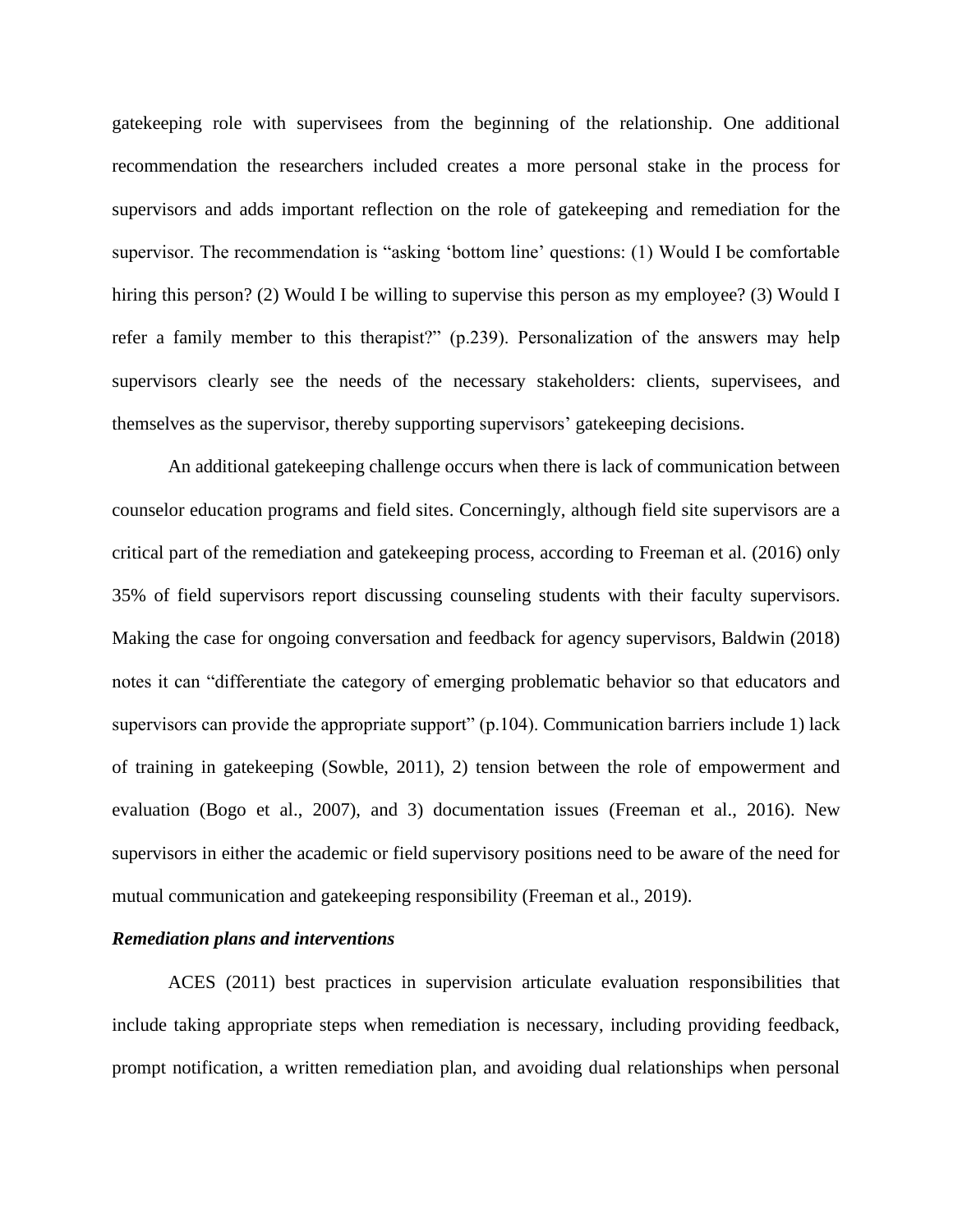gatekeeping role with supervisees from the beginning of the relationship. One additional recommendation the researchers included creates a more personal stake in the process for supervisors and adds important reflection on the role of gatekeeping and remediation for the supervisor. The recommendation is "asking 'bottom line' questions: (1) Would I be comfortable hiring this person? (2) Would I be willing to supervise this person as my employee? (3) Would I refer a family member to this therapist?" (p.239). Personalization of the answers may help supervisors clearly see the needs of the necessary stakeholders: clients, supervisees, and themselves as the supervisor, thereby supporting supervisors' gatekeeping decisions.

An additional gatekeeping challenge occurs when there is lack of communication between counselor education programs and field sites. Concerningly, although field site supervisors are a critical part of the remediation and gatekeeping process, according to Freeman et al. (2016) only 35% of field supervisors report discussing counseling students with their faculty supervisors. Making the case for ongoing conversation and feedback for agency supervisors, Baldwin (2018) notes it can "differentiate the category of emerging problematic behavior so that educators and supervisors can provide the appropriate support" (p.104). Communication barriers include 1) lack of training in gatekeeping (Sowble, 2011), 2) tension between the role of empowerment and evaluation (Bogo et al., 2007), and 3) documentation issues (Freeman et al., 2016). New supervisors in either the academic or field supervisory positions need to be aware of the need for mutual communication and gatekeeping responsibility (Freeman et al., 2019).

***Remediation plans and interventions***

ACES (2011) best practices in supervision articulate evaluation responsibilities that include taking appropriate steps when remediation is necessary, including providing feedback, prompt notification, a written remediation plan, and avoiding dual relationships when personal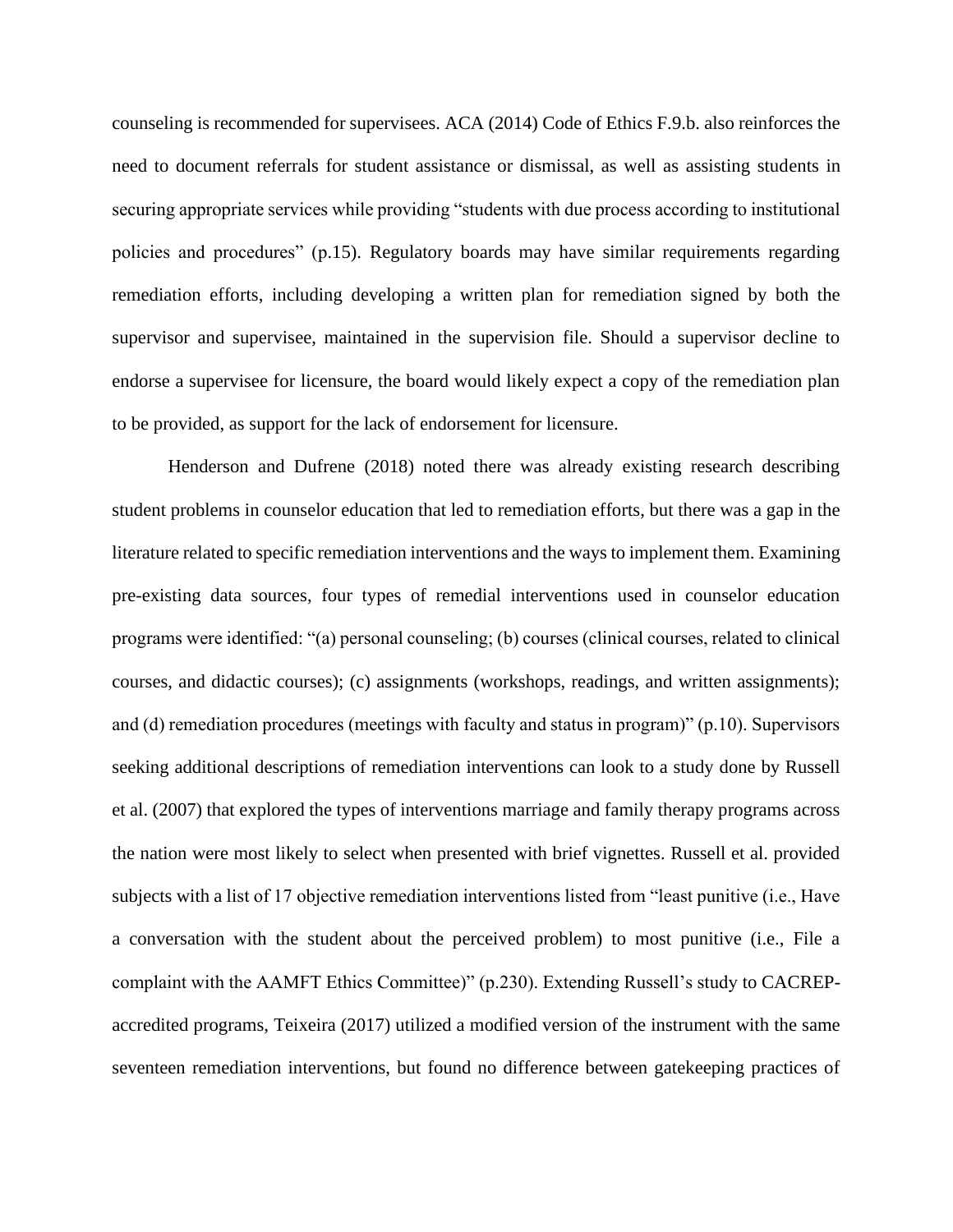counseling is recommended for supervisees. ACA (2014) Code of Ethics F.9.b. also reinforces the need to document referrals for student assistance or dismissal, as well as assisting students in securing appropriate services while providing "students with due process according to institutional policies and procedures" (p.15). Regulatory boards may have similar requirements regarding remediation efforts, including developing a written plan for remediation signed by both the supervisor and supervisee, maintained in the supervision file. Should a supervisor decline to endorse a supervisee for licensure, the board would likely expect a copy of the remediation plan to be provided, as support for the lack of endorsement for licensure.

Henderson and Dufrene (2018) noted there was already existing research describing student problems in counselor education that led to remediation efforts, but there was a gap in the literature related to specific remediation interventions and the ways to implement them. Examining pre-existing data sources, four types of remedial interventions used in counselor education programs were identified: "(a) personal counseling; (b) courses (clinical courses, related to clinical courses, and didactic courses); (c) assignments (workshops, readings, and written assignments); and (d) remediation procedures (meetings with faculty and status in program)" (p.10). Supervisors seeking additional descriptions of remediation interventions can look to a study done by Russell et al. (2007) that explored the types of interventions marriage and family therapy programs across the nation were most likely to select when presented with brief vignettes. Russell et al. provided subjects with a list of 17 objective remediation interventions listed from "least punitive (i.e., Have a conversation with the student about the perceived problem) to most punitive (i.e., File a complaint with the AAMFT Ethics Committee)" (p.230). Extending Russell's study to CACREP-accredited programs, Teixeira (2017) utilized a modified version of the instrument with the same seventeen remediation interventions, but found no difference between gatekeeping practices of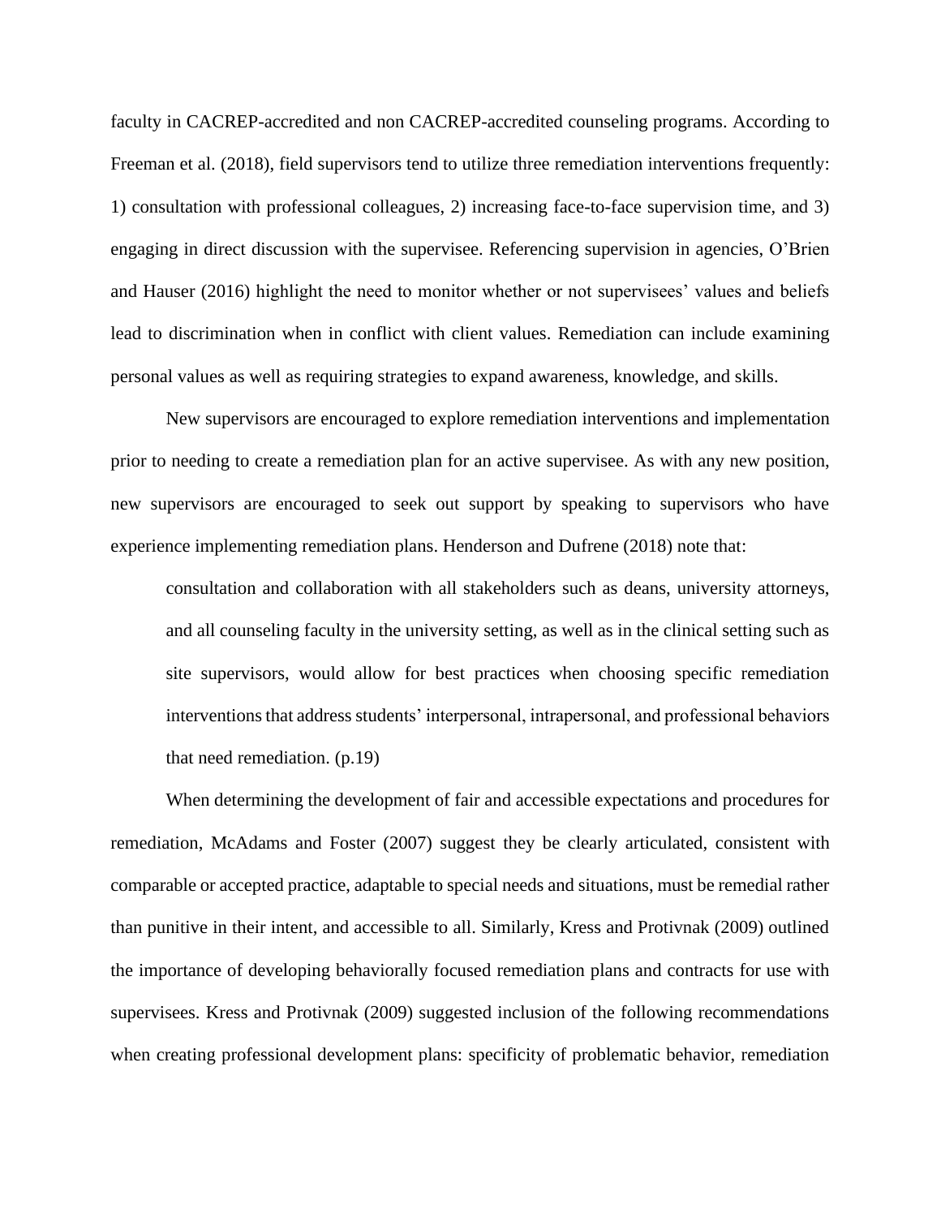faculty in CACREP-accredited and non CACREP-accredited counseling programs. According to Freeman et al. (2018), field supervisors tend to utilize three remediation interventions frequently: 1) consultation with professional colleagues, 2) increasing face-to-face supervision time, and 3) engaging in direct discussion with the supervisee. Referencing supervision in agencies, O'Brien and Hauser (2016) highlight the need to monitor whether or not supervisees' values and beliefs lead to discrimination when in conflict with client values. Remediation can include examining personal values as well as requiring strategies to expand awareness, knowledge, and skills.

New supervisors are encouraged to explore remediation interventions and implementation prior to needing to create a remediation plan for an active supervisee. As with any new position, new supervisors are encouraged to seek out support by speaking to supervisors who have experience implementing remediation plans. Henderson and Dufrene (2018) note that:

> consultation and collaboration with all stakeholders such as deans, university attorneys, and all counseling faculty in the university setting, as well as in the clinical setting such as site supervisors, would allow for best practices when choosing specific remediation interventions that address students' interpersonal, intrapersonal, and professional behaviors that need remediation. (p.19)

When determining the development of fair and accessible expectations and procedures for remediation, McAdams and Foster (2007) suggest they be clearly articulated, consistent with comparable or accepted practice, adaptable to special needs and situations, must be remedial rather than punitive in their intent, and accessible to all. Similarly, Kress and Protivnak (2009) outlined the importance of developing behaviorally focused remediation plans and contracts for use with supervisees. Kress and Protivnak (2009) suggested inclusion of the following recommendations when creating professional development plans: specificity of problematic behavior, remediation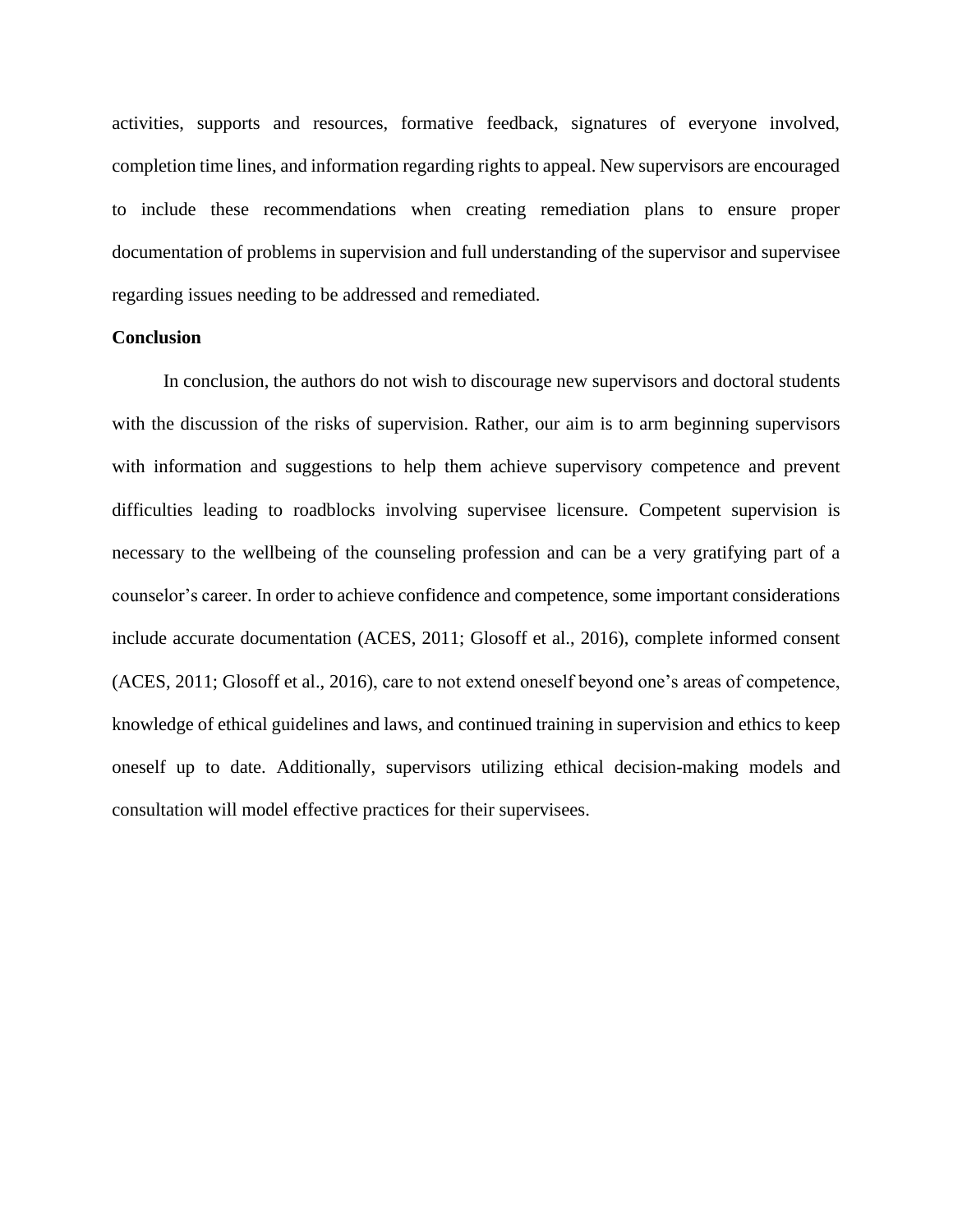activities, supports and resources, formative feedback, signatures of everyone involved, completion time lines, and information regarding rights to appeal. New supervisors are encouraged to include these recommendations when creating remediation plans to ensure proper documentation of problems in supervision and full understanding of the supervisor and supervisee regarding issues needing to be addressed and remediated.

## Conclusion

In conclusion, the authors do not wish to discourage new supervisors and doctoral students with the discussion of the risks of supervision. Rather, our aim is to arm beginning supervisors with information and suggestions to help them achieve supervisory competence and prevent difficulties leading to roadblocks involving supervisee licensure. Competent supervision is necessary to the wellbeing of the counseling profession and can be a very gratifying part of a counselor's career. In order to achieve confidence and competence, some important considerations include accurate documentation (ACES, 2011; Glosoff et al., 2016), complete informed consent (ACES, 2011; Glosoff et al., 2016), care to not extend oneself beyond one's areas of competence, knowledge of ethical guidelines and laws, and continued training in supervision and ethics to keep oneself up to date. Additionally, supervisors utilizing ethical decision-making models and consultation will model effective practices for their supervisees.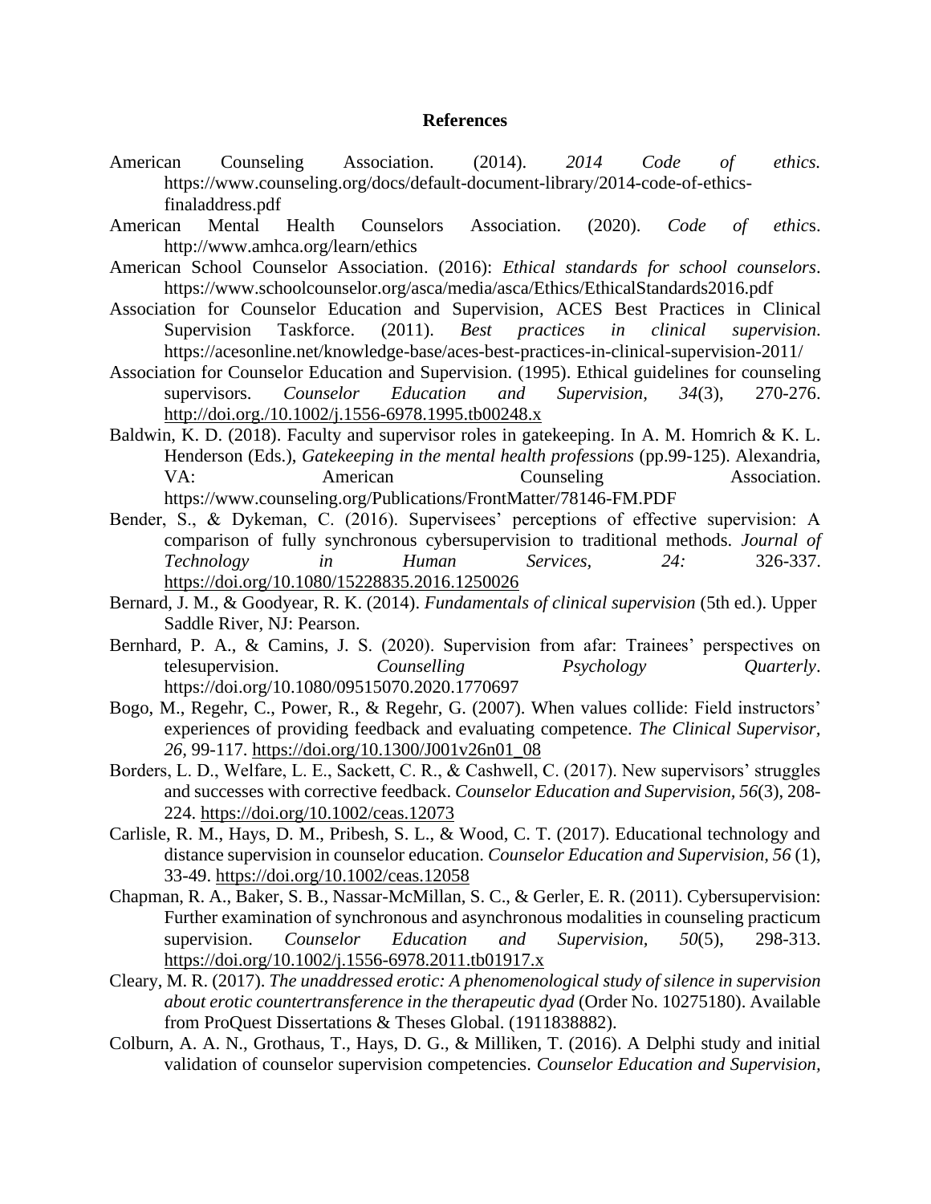# References

American Counseling Association. (2014). *2014 Code of ethics.* https://www.counseling.org/docs/default-document-library/2014-code-of-ethics-finaladdress.pdf

American Mental Health Counselors Association. (2020). *Code of ethics*. http://www.amhca.org/learn/ethics

American School Counselor Association. (2016): *Ethical standards for school counselors*. https://www.schoolcounselor.org/asca/media/asca/Ethics/EthicalStandards2016.pdf

Association for Counselor Education and Supervision, ACES Best Practices in Clinical Supervision Taskforce. (2011). *Best practices in clinical supervision*. https://acesonline.net/knowledge-base/aces-best-practices-in-clinical-supervision-2011/

Association for Counselor Education and Supervision. (1995). Ethical guidelines for counseling supervisors. *Counselor Education and Supervision, 34*(3), 270-276. http://doi.org./10.1002/j.1556-6978.1995.tb00248.x

Baldwin, K. D. (2018). Faculty and supervisor roles in gatekeeping. In A. M. Homrich & K. L. Henderson (Eds.), *Gatekeeping in the mental health professions* (pp.99-125). Alexandria, VA: American Counseling Association. https://www.counseling.org/Publications/FrontMatter/78146-FM.PDF

Bender, S., & Dykeman, C. (2016). Supervisees' perceptions of effective supervision: A comparison of fully synchronous cybersupervision to traditional methods. *Journal of Technology in Human Services, 24:* 326-337. https://doi.org/10.1080/15228835.2016.1250026

Bernard, J. M., & Goodyear, R. K. (2014). *Fundamentals of clinical supervision* (5th ed.). Upper Saddle River, NJ: Pearson.

Bernhard, P. A., & Camins, J. S. (2020). Supervision from afar: Trainees' perspectives on telesupervision. *Counselling Psychology Quarterly*. https://doi.org/10.1080/09515070.2020.1770697

Bogo, M., Regehr, C., Power, R., & Regehr, G. (2007). When values collide: Field instructors' experiences of providing feedback and evaluating competence. *The Clinical Supervisor, 26,* 99-117. https://doi.org/10.1300/J001v26n01_08

Borders, L. D., Welfare, L. E., Sackett, C. R., & Cashwell, C. (2017). New supervisors' struggles and successes with corrective feedback. *Counselor Education and Supervision*, *56*(3), 208-224. https://doi.org/10.1002/ceas.12073

Carlisle, R. M., Hays, D. M., Pribesh, S. L., & Wood, C. T. (2017). Educational technology and distance supervision in counselor education. *Counselor Education and Supervision, 56* (1), 33-49. https://doi.org/10.1002/ceas.12058

Chapman, R. A., Baker, S. B., Nassar-McMillan, S. C., & Gerler, E. R. (2011). Cybersupervision: Further examination of synchronous and asynchronous modalities in counseling practicum supervision. *Counselor Education and Supervision, 50*(5), 298-313. https://doi.org/10.1002/j.1556-6978.2011.tb01917.x

Cleary, M. R. (2017). *The unaddressed erotic: A phenomenological study of silence in supervision about erotic countertransference in the therapeutic dyad* (Order No. 10275180). Available from ProQuest Dissertations & Theses Global. (1911838882).

Colburn, A. A. N., Grothaus, T., Hays, D. G., & Milliken, T. (2016). A Delphi study and initial validation of counselor supervision competencies. *Counselor Education and Supervision,*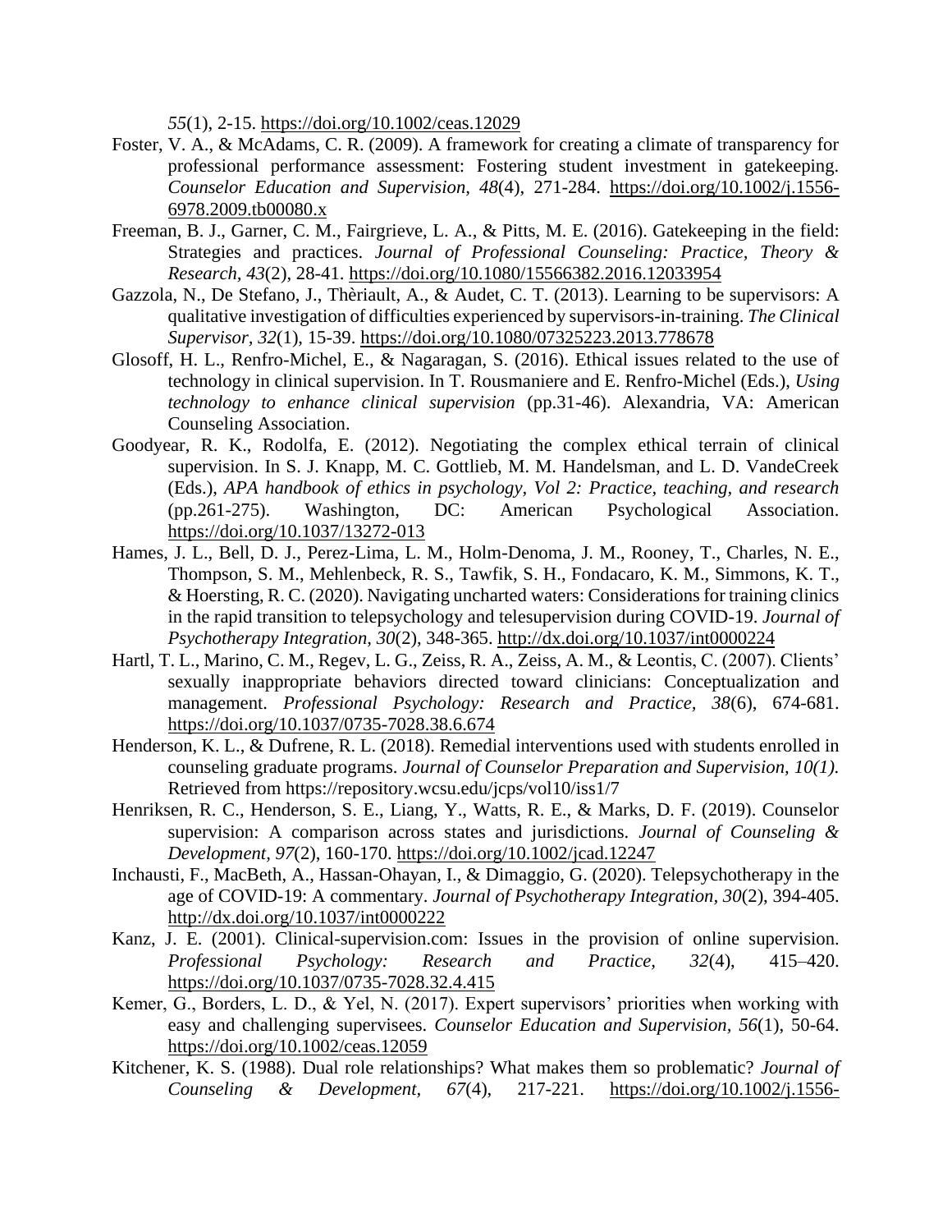*55*(1), 2-15. https://doi.org/10.1002/ceas.12029

Foster, V. A., & McAdams, C. R. (2009). A framework for creating a climate of transparency for professional performance assessment: Fostering student investment in gatekeeping. *Counselor Education and Supervision, 48*(4), 271-284. https://doi.org/10.1002/j.1556-6978.2009.tb00080.x

Freeman, B. J., Garner, C. M., Fairgrieve, L. A., & Pitts, M. E. (2016). Gatekeeping in the field: Strategies and practices. *Journal of Professional Counseling: Practice, Theory & Research, 43*(2), 28-41. https://doi.org/10.1080/15566382.2016.12033954

Gazzola, N., De Stefano, J., Thèriault, A., & Audet, C. T. (2013). Learning to be supervisors: A qualitative investigation of difficulties experienced by supervisors-in-training. *The Clinical Supervisor, 32*(1), 15-39. https://doi.org/10.1080/07325223.2013.778678

Glosoff, H. L., Renfro-Michel, E., & Nagaragan, S. (2016). Ethical issues related to the use of technology in clinical supervision. In T. Rousmaniere and E. Renfro-Michel (Eds.), *Using technology to enhance clinical supervision* (pp.31-46). Alexandria, VA: American Counseling Association.

Goodyear, R. K., Rodolfa, E. (2012). Negotiating the complex ethical terrain of clinical supervision. In S. J. Knapp, M. C. Gottlieb, M. M. Handelsman, and L. D. VandeCreek (Eds.), *APA handbook of ethics in psychology, Vol 2: Practice, teaching, and research* (pp.261-275). Washington, DC: American Psychological Association. https://doi.org/10.1037/13272-013

Hames, J. L., Bell, D. J., Perez-Lima, L. M., Holm-Denoma, J. M., Rooney, T., Charles, N. E., Thompson, S. M., Mehlenbeck, R. S., Tawfik, S. H., Fondacaro, K. M., Simmons, K. T., & Hoersting, R. C. (2020). Navigating uncharted waters: Considerations for training clinics in the rapid transition to telepsychology and telesupervision during COVID-19. *Journal of Psychotherapy Integration, 30*(2), 348-365. http://dx.doi.org/10.1037/int0000224

Hartl, T. L., Marino, C. M., Regev, L. G., Zeiss, R. A., Zeiss, A. M., & Leontis, C. (2007). Clients' sexually inappropriate behaviors directed toward clinicians: Conceptualization and management. *Professional Psychology: Research and Practice, 38*(6), 674-681. https://doi.org/10.1037/0735-7028.38.6.674

Henderson, K. L., & Dufrene, R. L. (2018). Remedial interventions used with students enrolled in counseling graduate programs. *Journal of Counselor Preparation and Supervision, 10(1).* Retrieved from https://repository.wcsu.edu/jcps/vol10/iss1/7

Henriksen, R. C., Henderson, S. E., Liang, Y., Watts, R. E., & Marks, D. F. (2019). Counselor supervision: A comparison across states and jurisdictions. *Journal of Counseling & Development, 97*(2), 160-170. https://doi.org/10.1002/jcad.12247

Inchausti, F., MacBeth, A., Hassan-Ohayan, I., & Dimaggio, G. (2020). Telepsychotherapy in the age of COVID-19: A commentary. *Journal of Psychotherapy Integration, 30*(2), 394-405. http://dx.doi.org/10.1037/int0000222

Kanz, J. E. (2001). Clinical-supervision.com: Issues in the provision of online supervision. *Professional Psychology: Research and Practice, 32*(4), 415–420. https://doi.org/10.1037/0735-7028.32.4.415

Kemer, G., Borders, L. D., & Yel, N. (2017). Expert supervisors' priorities when working with easy and challenging supervisees. *Counselor Education and Supervision, 56*(1), 50-64. https://doi.org/10.1002/ceas.12059

Kitchener, K. S. (1988). Dual role relationships? What makes them so problematic? *Journal of Counseling & Development, 67*(4), 217-221. https://doi.org/10.1002/j.1556-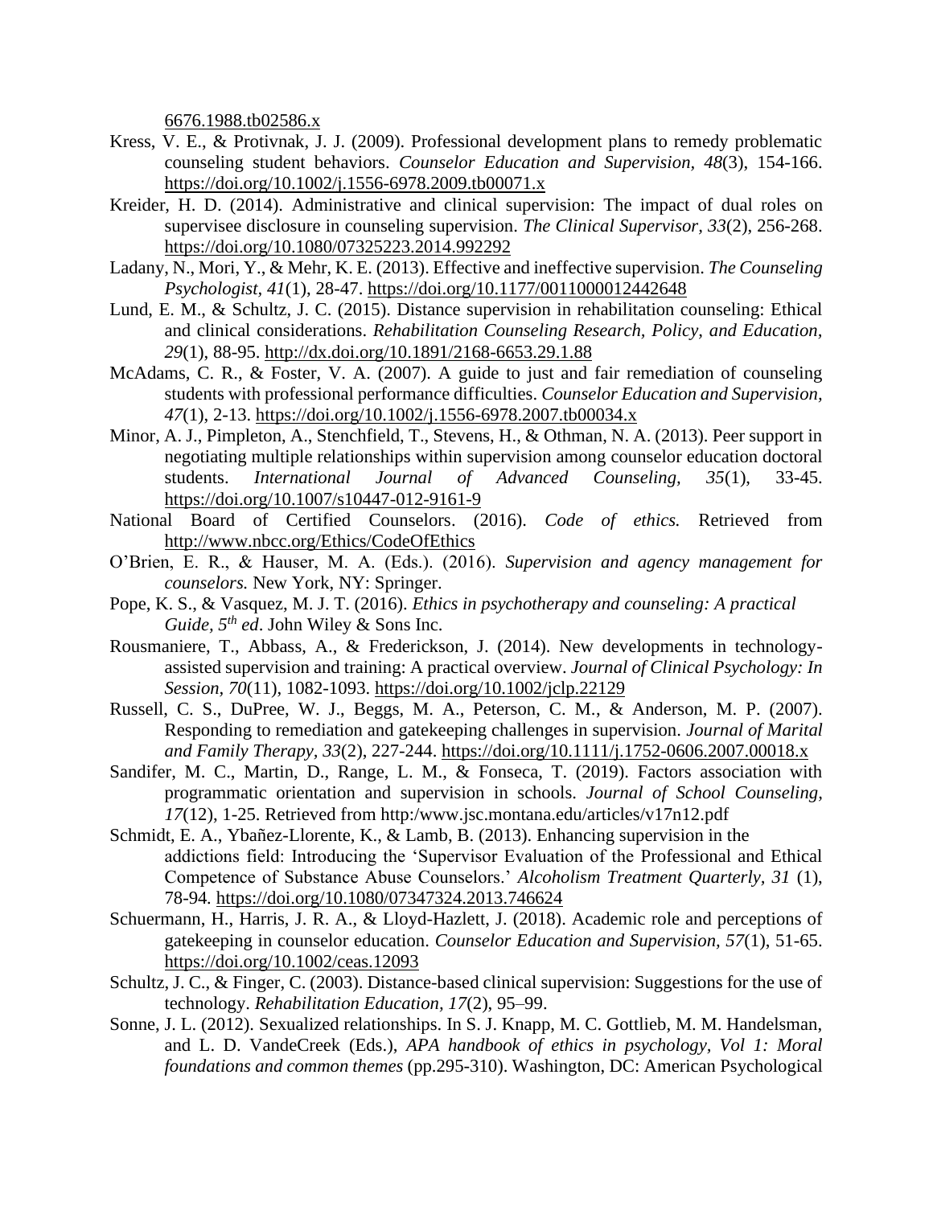6676.1988.tb02586.x

Kress, V. E., & Protivnak, J. J. (2009). Professional development plans to remedy problematic counseling student behaviors. *Counselor Education and Supervision, 48*(3), 154-166. https://doi.org/10.1002/j.1556-6978.2009.tb00071.x

Kreider, H. D. (2014). Administrative and clinical supervision: The impact of dual roles on supervisee disclosure in counseling supervision. *The Clinical Supervisor, 33*(2), 256-268. https://doi.org/10.1080/07325223.2014.992292

Ladany, N., Mori, Y., & Mehr, K. E. (2013). Effective and ineffective supervision. *The Counseling Psychologist, 41*(1), 28-47. https://doi.org/10.1177/0011000012442648

Lund, E. M., & Schultz, J. C. (2015). Distance supervision in rehabilitation counseling: Ethical and clinical considerations. *Rehabilitation Counseling Research, Policy, and Education, 29*(1), 88-95. http://dx.doi.org/10.1891/2168-6653.29.1.88

McAdams, C. R., & Foster, V. A. (2007). A guide to just and fair remediation of counseling students with professional performance difficulties. *Counselor Education and Supervision, 47*(1), 2-13. https://doi.org/10.1002/j.1556-6978.2007.tb00034.x

Minor, A. J., Pimpleton, A., Stenchfield, T., Stevens, H., & Othman, N. A. (2013). Peer support in negotiating multiple relationships within supervision among counselor education doctoral students. *International Journal of Advanced Counseling, 35*(1), 33-45. https://doi.org/10.1007/s10447-012-9161-9

National Board of Certified Counselors. (2016). *Code of ethics.* Retrieved from http://www.nbcc.org/Ethics/CodeOfEthics

O'Brien, E. R., & Hauser, M. A. (Eds.). (2016). *Supervision and agency management for counselors.* New York, NY: Springer.

Pope, K. S., & Vasquez, M. J. T. (2016). *Ethics in psychotherapy and counseling: A practical Guide, 5th ed*. John Wiley & Sons Inc.

Rousmaniere, T., Abbass, A., & Frederickson, J. (2014). New developments in technology-assisted supervision and training: A practical overview. *Journal of Clinical Psychology: In Session, 70*(11), 1082-1093. https://doi.org/10.1002/jclp.22129

Russell, C. S., DuPree, W. J., Beggs, M. A., Peterson, C. M., & Anderson, M. P. (2007). Responding to remediation and gatekeeping challenges in supervision. *Journal of Marital and Family Therapy, 33*(2), 227-244. https://doi.org/10.1111/j.1752-0606.2007.00018.x

Sandifer, M. C., Martin, D., Range, L. M., & Fonseca, T. (2019). Factors association with programmatic orientation and supervision in schools. *Journal of School Counseling, 17*(12), 1-25. Retrieved from http:/www.jsc.montana.edu/articles/v17n12.pdf

Schmidt, E. A., Ybañez-Llorente, K., & Lamb, B. (2013). Enhancing supervision in the addictions field: Introducing the 'Supervisor Evaluation of the Professional and Ethical Competence of Substance Abuse Counselors.' *Alcoholism Treatment Quarterly, 31* (1), 78-94. https://doi.org/10.1080/07347324.2013.746624

Schuermann, H., Harris, J. R. A., & Lloyd-Hazlett, J. (2018). Academic role and perceptions of gatekeeping in counselor education. *Counselor Education and Supervision, 57*(1), 51-65. https://doi.org/10.1002/ceas.12093

Schultz, J. C., & Finger, C. (2003). Distance-based clinical supervision: Suggestions for the use of technology. *Rehabilitation Education, 17*(2), 95–99.

Sonne, J. L. (2012). Sexualized relationships. In S. J. Knapp, M. C. Gottlieb, M. M. Handelsman, and L. D. VandeCreek (Eds.), *APA handbook of ethics in psychology, Vol 1: Moral foundations and common themes* (pp.295-310). Washington, DC: American Psychological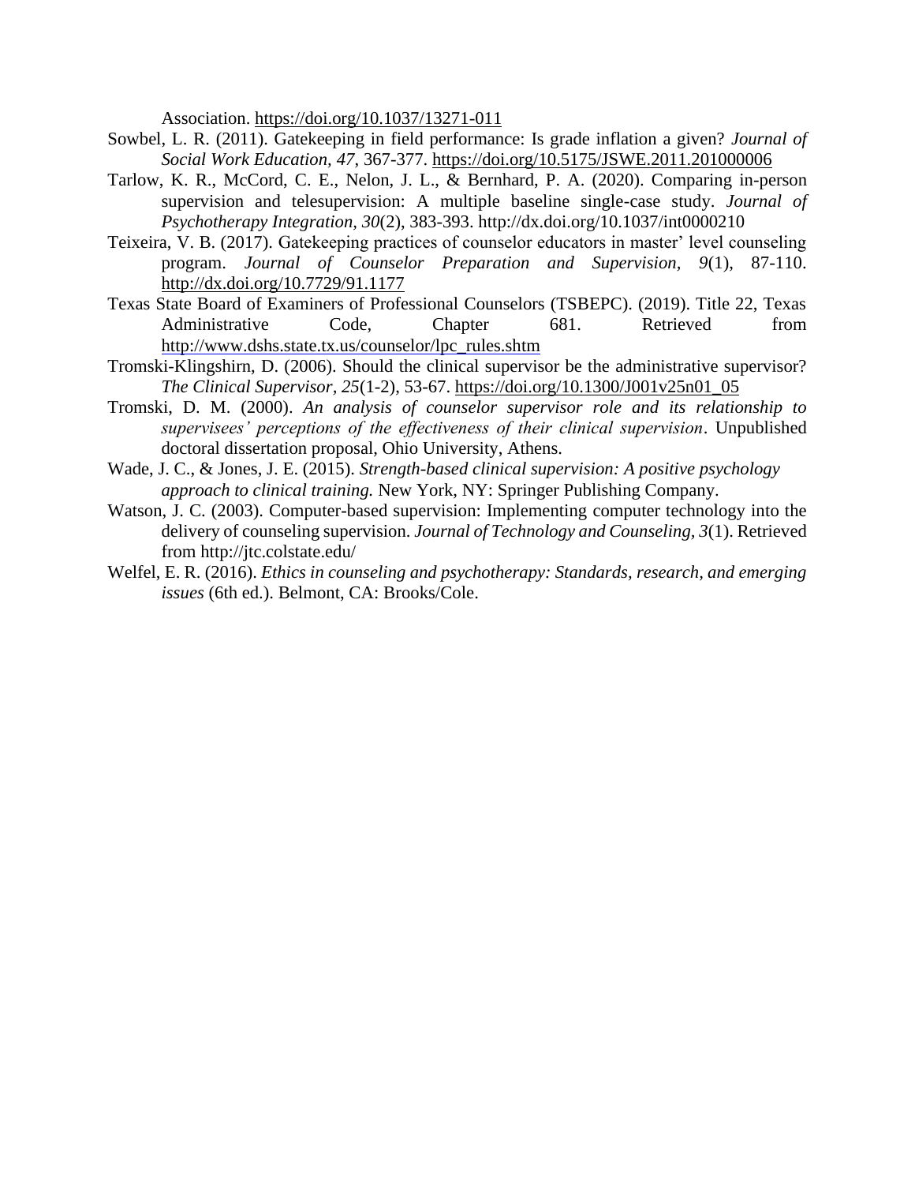Association. https://doi.org/10.1037/13271-011

Sowbel, L. R. (2011). Gatekeeping in field performance: Is grade inflation a given? *Journal of Social Work Education, 47*, 367-377. https://doi.org/10.5175/JSWE.2011.201000006

Tarlow, K. R., McCord, C. E., Nelon, J. L., & Bernhard, P. A. (2020). Comparing in-person supervision and telesupervision: A multiple baseline single-case study. *Journal of Psychotherapy Integration, 30*(2), 383-393. http://dx.doi.org/10.1037/int0000210

Teixeira, V. B. (2017). Gatekeeping practices of counselor educators in master' level counseling program. *Journal of Counselor Preparation and Supervision, 9*(1), 87-110. http://dx.doi.org/10.7729/91.1177

Texas State Board of Examiners of Professional Counselors (TSBEPC). (2019). Title 22, Texas Administrative Code, Chapter 681. Retrieved from http://www.dshs.state.tx.us/counselor/lpc_rules.shtm

Tromski-Klingshirn, D. (2006). Should the clinical supervisor be the administrative supervisor? *The Clinical Supervisor, 25*(1-2), 53-67. https://doi.org/10.1300/J001v25n01_05

Tromski, D. M. (2000). *An analysis of counselor supervisor role and its relationship to supervisees' perceptions of the effectiveness of their clinical supervision*. Unpublished doctoral dissertation proposal, Ohio University, Athens.

Wade, J. C., & Jones, J. E. (2015). *Strength-based clinical supervision: A positive psychology approach to clinical training.* New York, NY: Springer Publishing Company.

Watson, J. C. (2003). Computer-based supervision: Implementing computer technology into the delivery of counseling supervision. *Journal of Technology and Counseling, 3*(1). Retrieved from http://jtc.colstate.edu/

Welfel, E. R. (2016). *Ethics in counseling and psychotherapy: Standards, research, and emerging issues* (6th ed.). Belmont, CA: Brooks/Cole.